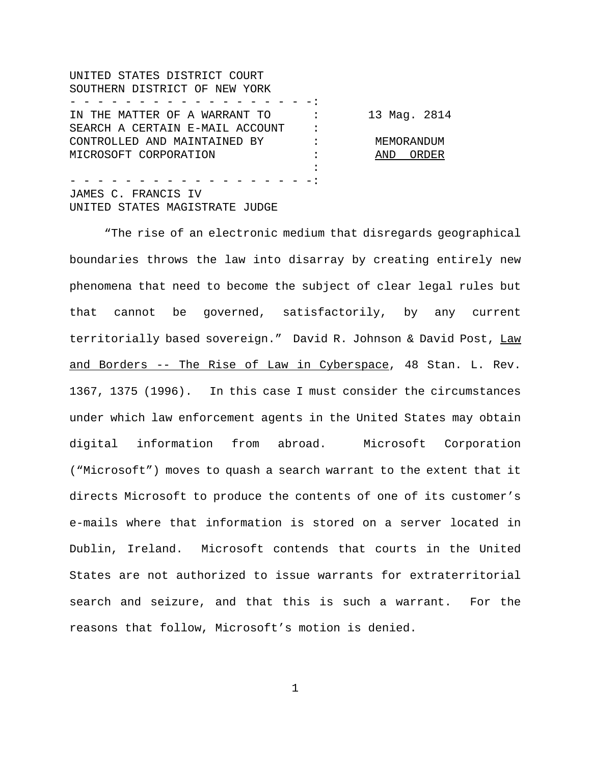UNITED STATES DISTRICT COURT
SOUTHERN DISTRICT OF NEW YORK

| | |
|---|---|
| IN THE MATTER OF A WARRANT TO SEARCH A CERTAIN E-MAIL ACCOUNT CONTROLLED AND MAINTAINED BY MICROSOFT CORPORATION | 13 Mag. 2814<br><br>MEMORANDUM<br><u>AND ORDER</u> |

JAMES C. FRANCIS IV
UNITED STATES MAGISTRATE JUDGE

"The rise of an electronic medium that disregards geographical boundaries throws the law into disarray by creating entirely new phenomena that need to become the subject of clear legal rules but that cannot be governed, satisfactorily, by any current territorially based sovereign." David R. Johnson & David Post, <u>Law and Borders -- The Rise of Law in Cyberspace</u>, 48 Stan. L. Rev. 1367, 1375 (1996). In this case I must consider the circumstances under which law enforcement agents in the United States may obtain digital information from abroad. Microsoft Corporation ("Microsoft") moves to quash a search warrant to the extent that it directs Microsoft to produce the contents of one of its customer's e-mails where that information is stored on a server located in Dublin, Ireland. Microsoft contends that courts in the United States are not authorized to issue warrants for extraterritorial search and seizure, and that this is such a warrant. For the reasons that follow, Microsoft's motion is denied.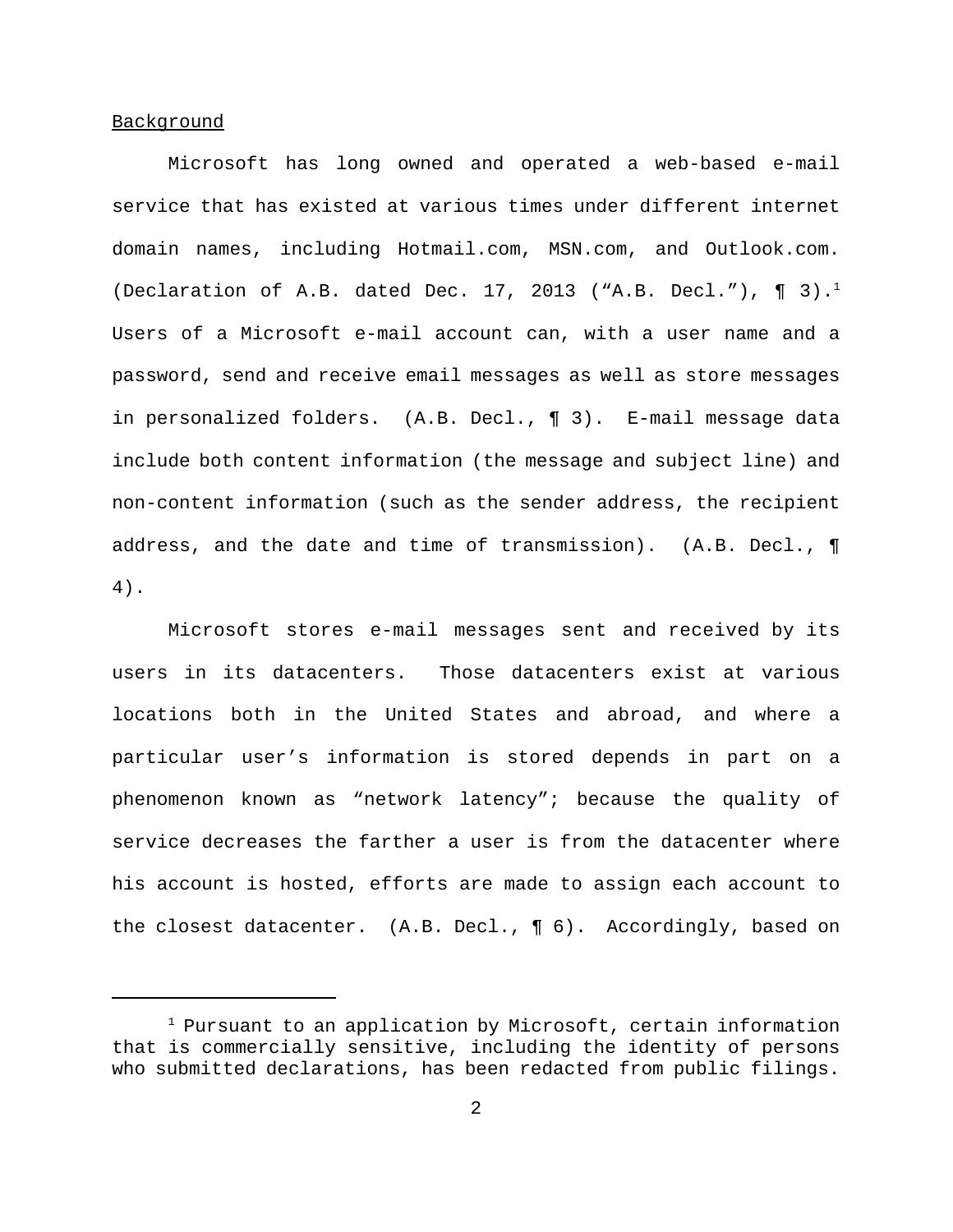Background

Microsoft has long owned and operated a web-based e-mail service that has existed at various times under different internet domain names, including Hotmail.com, MSN.com, and Outlook.com. (Declaration of A.B. dated Dec. 17, 2013 ("A.B. Decl."), ¶ 3).[1] Users of a Microsoft e-mail account can, with a user name and a password, send and receive email messages as well as store messages in personalized folders. (A.B. Decl., ¶ 3). E-mail message data include both content information (the message and subject line) and non-content information (such as the sender address, the recipient address, and the date and time of transmission). (A.B. Decl., ¶ 4).

Microsoft stores e-mail messages sent and received by its users in its datacenters. Those datacenters exist at various locations both in the United States and abroad, and where a particular user's information is stored depends in part on a phenomenon known as "network latency"; because the quality of service decreases the farther a user is from the datacenter where his account is hosted, efforts are made to assign each account to the closest datacenter. (A.B. Decl., ¶ 6). Accordingly, based on

---

[1] Pursuant to an application by Microsoft, certain information that is commercially sensitive, including the identity of persons who submitted declarations, has been redacted from public filings.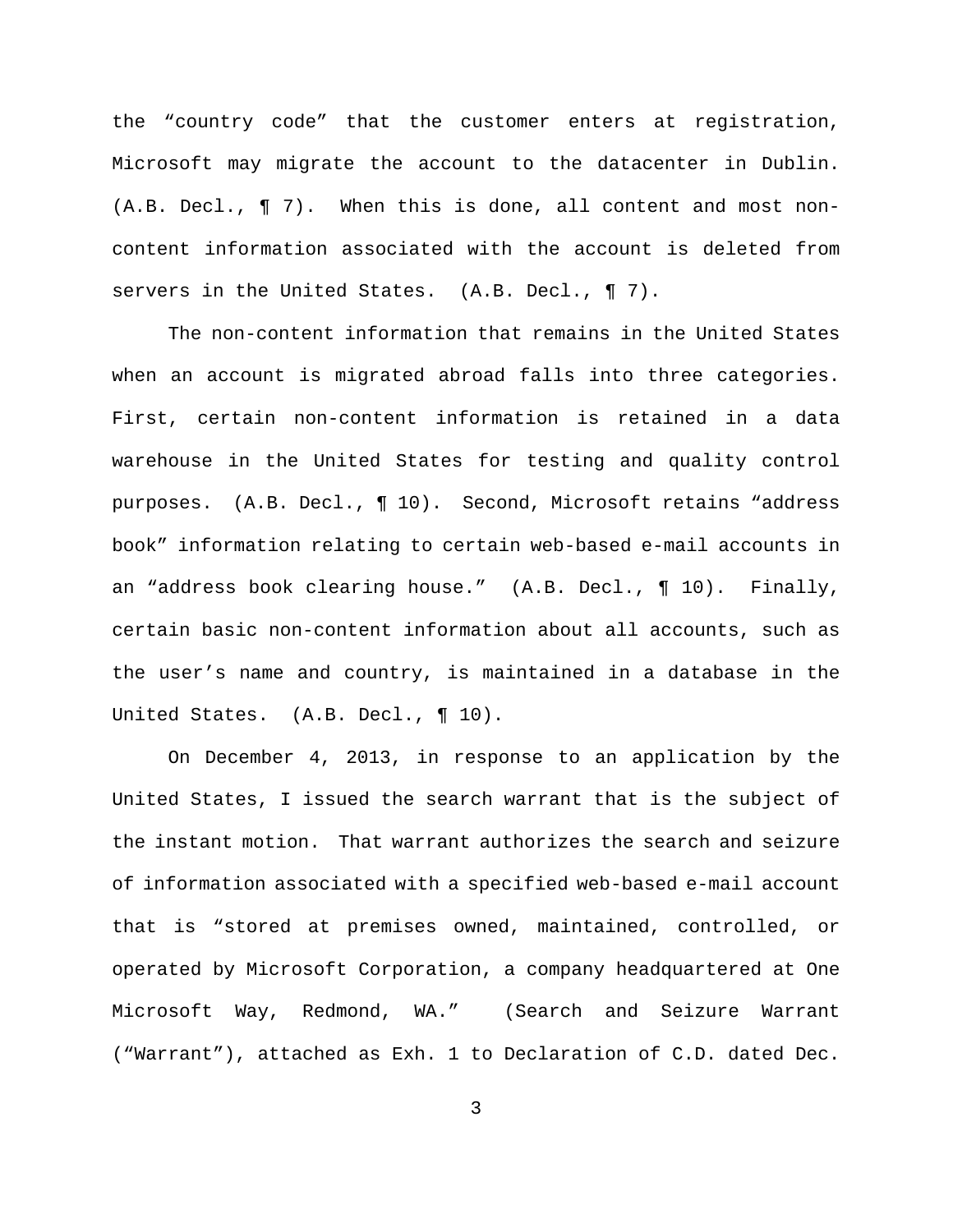the "country code" that the customer enters at registration, Microsoft may migrate the account to the datacenter in Dublin. (A.B. Decl., ¶ 7). When this is done, all content and most non-content information associated with the account is deleted from servers in the United States. (A.B. Decl., ¶ 7).

The non-content information that remains in the United States when an account is migrated abroad falls into three categories. First, certain non-content information is retained in a data warehouse in the United States for testing and quality control purposes. (A.B. Decl., ¶ 10). Second, Microsoft retains "address book" information relating to certain web-based e-mail accounts in an "address book clearing house." (A.B. Decl., ¶ 10). Finally, certain basic non-content information about all accounts, such as the user's name and country, is maintained in a database in the United States. (A.B. Decl., ¶ 10).

On December 4, 2013, in response to an application by the United States, I issued the search warrant that is the subject of the instant motion. That warrant authorizes the search and seizure of information associated with a specified web-based e-mail account that is "stored at premises owned, maintained, controlled, or operated by Microsoft Corporation, a company headquartered at One Microsoft Way, Redmond, WA." (Search and Seizure Warrant ("Warrant"), attached as Exh. 1 to Declaration of C.D. dated Dec.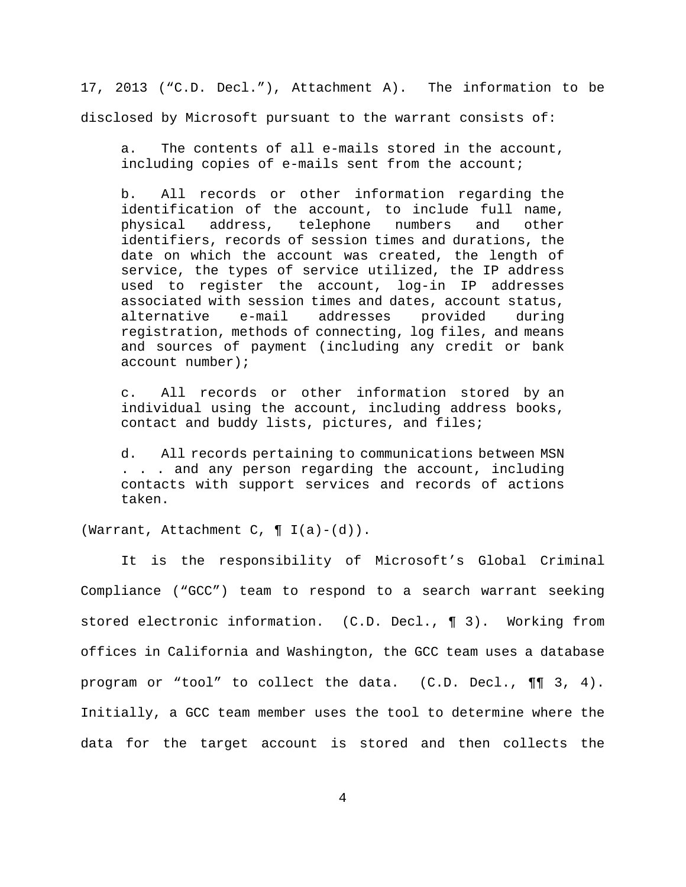17, 2013 ("C.D. Decl."), Attachment A). The information to be disclosed by Microsoft pursuant to the warrant consists of:

> a. The contents of all e-mails stored in the account, including copies of e-mails sent from the account;
>
> b. All records or other information regarding the identification of the account, to include full name, physical address, telephone numbers and other identifiers, records of session times and durations, the date on which the account was created, the length of service, the types of service utilized, the IP address used to register the account, log-in IP addresses associated with session times and dates, account status, alternative e-mail addresses provided during registration, methods of connecting, log files, and means and sources of payment (including any credit or bank account number);
>
> c. All records or other information stored by an individual using the account, including address books, contact and buddy lists, pictures, and files;
>
> d. All records pertaining to communications between MSN . . . and any person regarding the account, including contacts with support services and records of actions taken.

(Warrant, Attachment C, ¶ I(a)-(d)).

It is the responsibility of Microsoft's Global Criminal Compliance ("GCC") team to respond to a search warrant seeking stored electronic information. (C.D. Decl., ¶ 3). Working from offices in California and Washington, the GCC team uses a database program or "tool" to collect the data. (C.D. Decl., ¶¶ 3, 4). Initially, a GCC team member uses the tool to determine where the data for the target account is stored and then collects the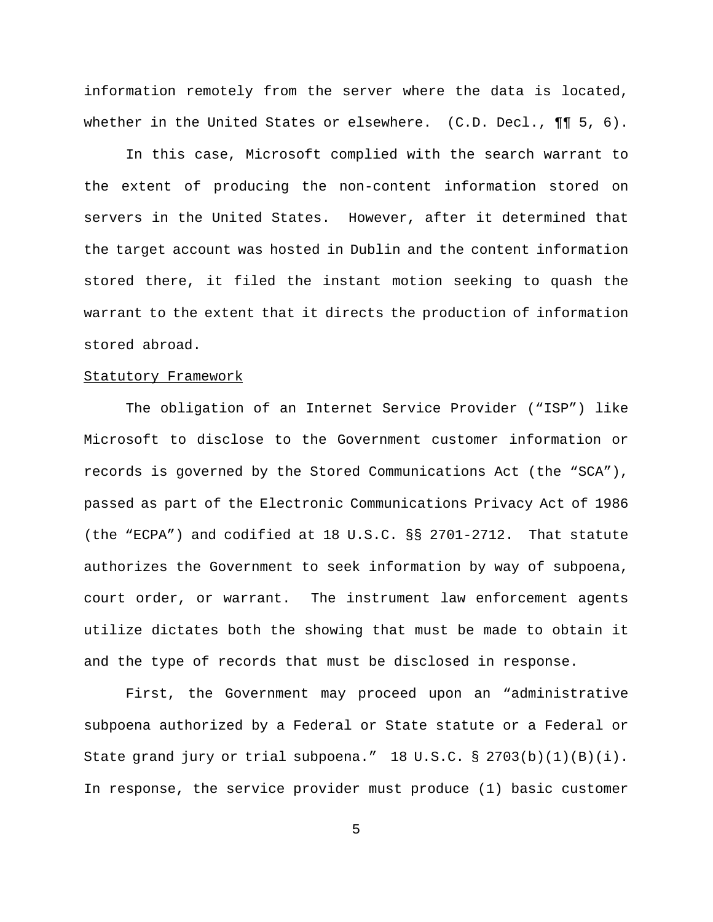information remotely from the server where the data is located, whether in the United States or elsewhere. (C.D. Decl., ¶¶ 5, 6).

In this case, Microsoft complied with the search warrant to the extent of producing the non-content information stored on servers in the United States. However, after it determined that the target account was hosted in Dublin and the content information stored there, it filed the instant motion seeking to quash the warrant to the extent that it directs the production of information stored abroad.

<u>Statutory Framework</u>

The obligation of an Internet Service Provider ("ISP") like Microsoft to disclose to the Government customer information or records is governed by the Stored Communications Act (the "SCA"), passed as part of the Electronic Communications Privacy Act of 1986 (the "ECPA") and codified at 18 U.S.C. §§ 2701-2712. That statute authorizes the Government to seek information by way of subpoena, court order, or warrant. The instrument law enforcement agents utilize dictates both the showing that must be made to obtain it and the type of records that must be disclosed in response.

First, the Government may proceed upon an "administrative subpoena authorized by a Federal or State statute or a Federal or State grand jury or trial subpoena." 18 U.S.C. § 2703(b)(1)(B)(i). In response, the service provider must produce (1) basic customer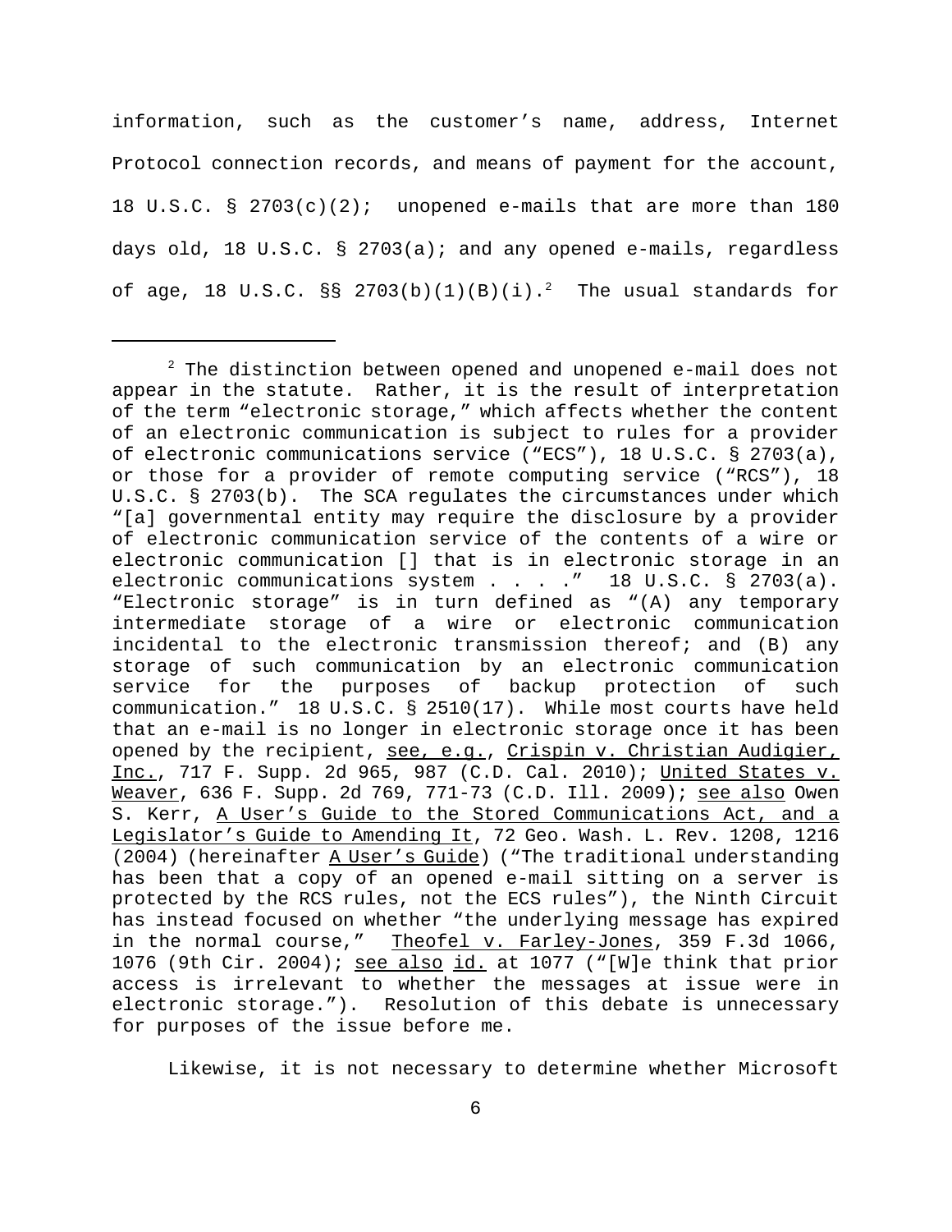information, such as the customer's name, address, Internet Protocol connection records, and means of payment for the account, 18 U.S.C. § 2703(c)(2); unopened e-mails that are more than 180 days old, 18 U.S.C. § 2703(a); and any opened e-mails, regardless of age, 18 U.S.C. §§ 2703(b)(1)(B)(i).[2] The usual standards for

---

[2] The distinction between opened and unopened e-mail does not appear in the statute. Rather, it is the result of interpretation of the term "electronic storage," which affects whether the content of an electronic communication is subject to rules for a provider of electronic communications service ("ECS"), 18 U.S.C. § 2703(a), or those for a provider of remote computing service ("RCS"), 18 U.S.C. § 2703(b). The SCA regulates the circumstances under which "[a] governmental entity may require the disclosure by a provider of electronic communication service of the contents of a wire or electronic communication [] that is in electronic storage in an electronic communications system . . . ." 18 U.S.C. § 2703(a). "Electronic storage" is in turn defined as "(A) any temporary intermediate storage of a wire or electronic communication incidental to the electronic transmission thereof; and (B) any storage of such communication by an electronic communication service for the purposes of backup protection of such communication." 18 U.S.C. § 2510(17). While most courts have held that an e-mail is no longer in electronic storage once it has been opened by the recipient, see, e.g., Crispin v. Christian Audigier, Inc., 717 F. Supp. 2d 965, 987 (C.D. Cal. 2010); United States v. Weaver, 636 F. Supp. 2d 769, 771-73 (C.D. Ill. 2009); see also Owen S. Kerr, A User's Guide to the Stored Communications Act, and a Legislator's Guide to Amending It, 72 Geo. Wash. L. Rev. 1208, 1216 (2004) (hereinafter A User's Guide) ("The traditional understanding has been that a copy of an opened e-mail sitting on a server is protected by the RCS rules, not the ECS rules"), the Ninth Circuit has instead focused on whether "the underlying message has expired in the normal course," Theofel v. Farley-Jones, 359 F.3d 1066, 1076 (9th Cir. 2004); see also id. at 1077 ("[W]e think that prior access is irrelevant to whether the messages at issue were in electronic storage."). Resolution of this debate is unnecessary for purposes of the issue before me.

Likewise, it is not necessary to determine whether Microsoft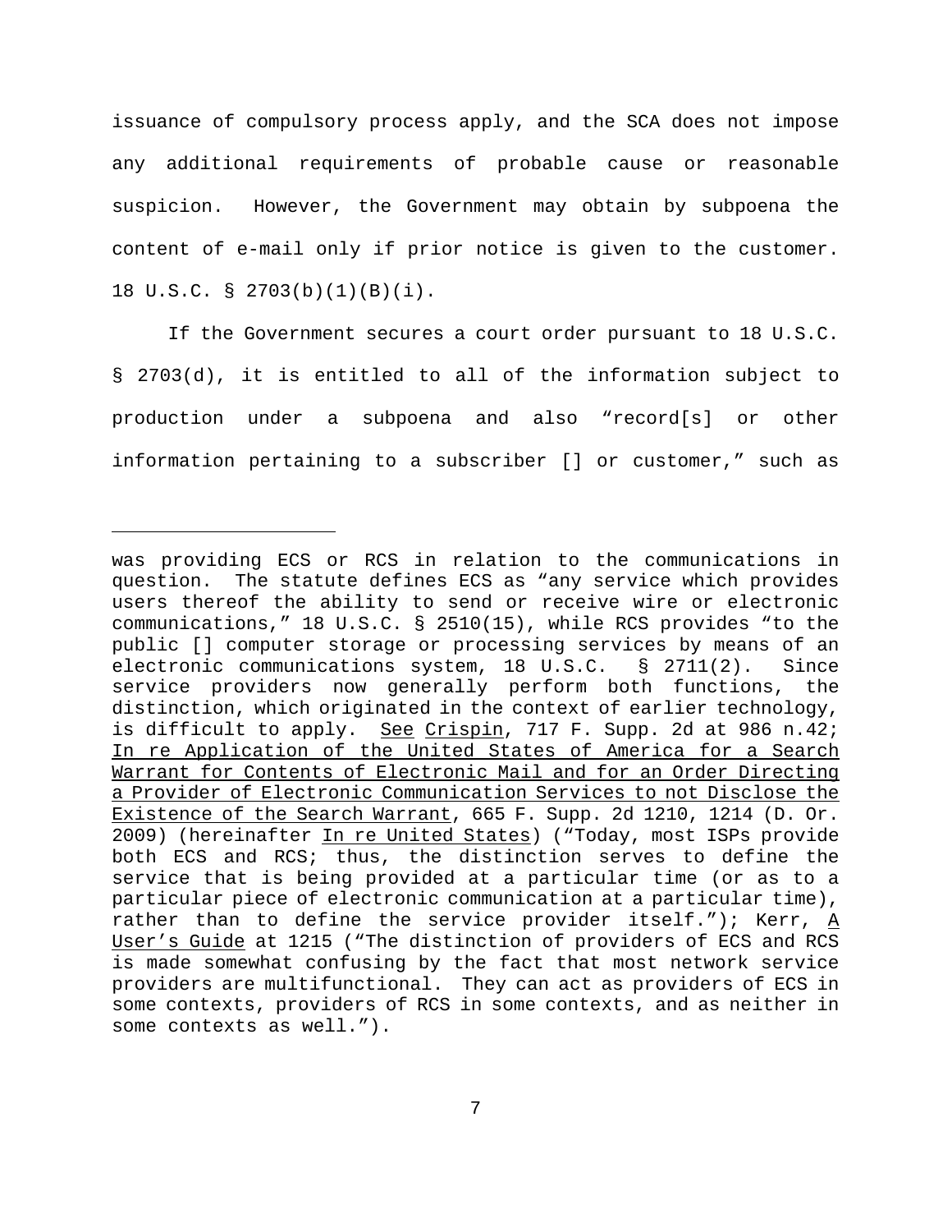issuance of compulsory process apply, and the SCA does not impose any additional requirements of probable cause or reasonable suspicion. However, the Government may obtain by subpoena the content of e-mail only if prior notice is given to the customer. 18 U.S.C. § 2703(b)(1)(B)(i).

If the Government secures a court order pursuant to 18 U.S.C. § 2703(d), it is entitled to all of the information subject to production under a subpoena and also "record[s] or other information pertaining to a subscriber [] or customer," such as

---

was providing ECS or RCS in relation to the communications in question. The statute defines ECS as "any service which provides users thereof the ability to send or receive wire or electronic communications," 18 U.S.C. § 2510(15), while RCS provides "to the public [] computer storage or processing services by means of an electronic communications system, 18 U.S.C. § 2711(2). Since service providers now generally perform both functions, the distinction, which originated in the context of earlier technology, is difficult to apply. See Crispin, 717 F. Supp. 2d at 986 n.42; In re Application of the United States of America for a Search Warrant for Contents of Electronic Mail and for an Order Directing a Provider of Electronic Communication Services to not Disclose the Existence of the Search Warrant, 665 F. Supp. 2d 1210, 1214 (D. Or. 2009) (hereinafter In re United States) ("Today, most ISPs provide both ECS and RCS; thus, the distinction serves to define the service that is being provided at a particular time (or as to a particular piece of electronic communication at a particular time), rather than to define the service provider itself."); Kerr, A User's Guide at 1215 ("The distinction of providers of ECS and RCS is made somewhat confusing by the fact that most network service providers are multifunctional. They can act as providers of ECS in some contexts, providers of RCS in some contexts, and as neither in some contexts as well.").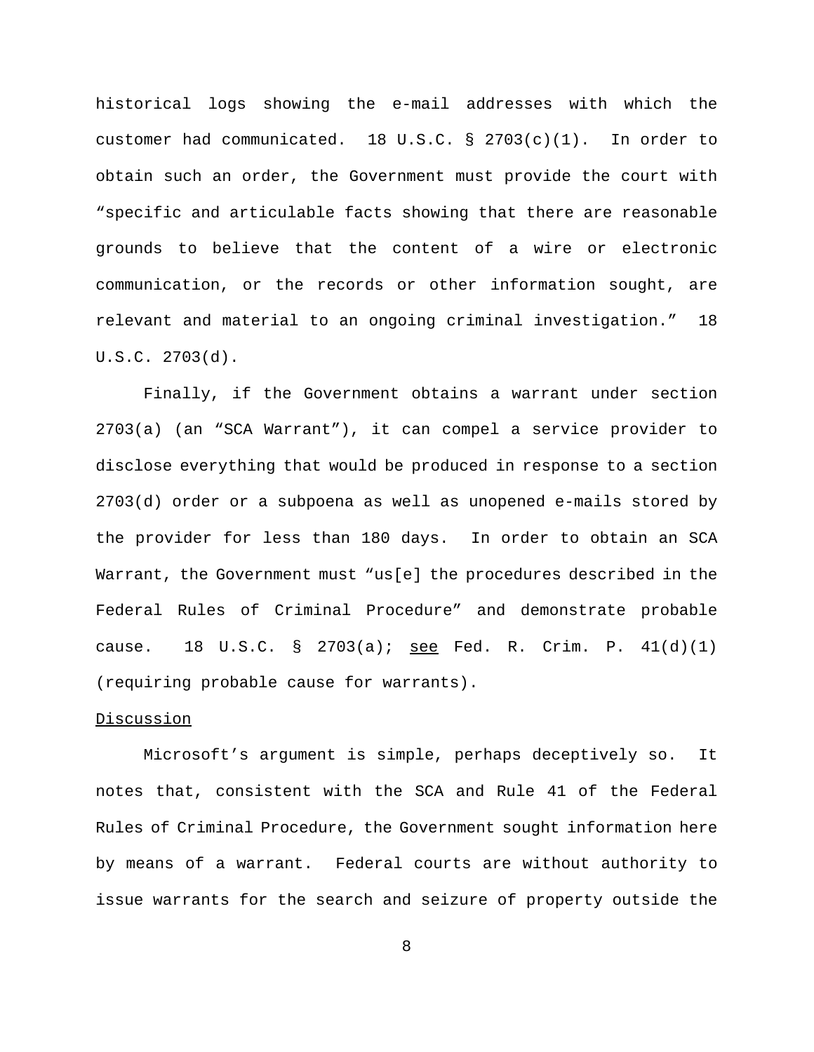historical logs showing the e-mail addresses with which the customer had communicated. 18 U.S.C. § 2703(c)(1). In order to obtain such an order, the Government must provide the court with "specific and articulable facts showing that there are reasonable grounds to believe that the content of a wire or electronic communication, or the records or other information sought, are relevant and material to an ongoing criminal investigation." 18 U.S.C. 2703(d).

Finally, if the Government obtains a warrant under section 2703(a) (an "SCA Warrant"), it can compel a service provider to disclose everything that would be produced in response to a section 2703(d) order or a subpoena as well as unopened e-mails stored by the provider for less than 180 days. In order to obtain an SCA Warrant, the Government must "us[e] the procedures described in the Federal Rules of Criminal Procedure" and demonstrate probable cause. 18 U.S.C. § 2703(a); see Fed. R. Crim. P. 41(d)(1) (requiring probable cause for warrants).

Discussion

Microsoft's argument is simple, perhaps deceptively so. It notes that, consistent with the SCA and Rule 41 of the Federal Rules of Criminal Procedure, the Government sought information here by means of a warrant. Federal courts are without authority to issue warrants for the search and seizure of property outside the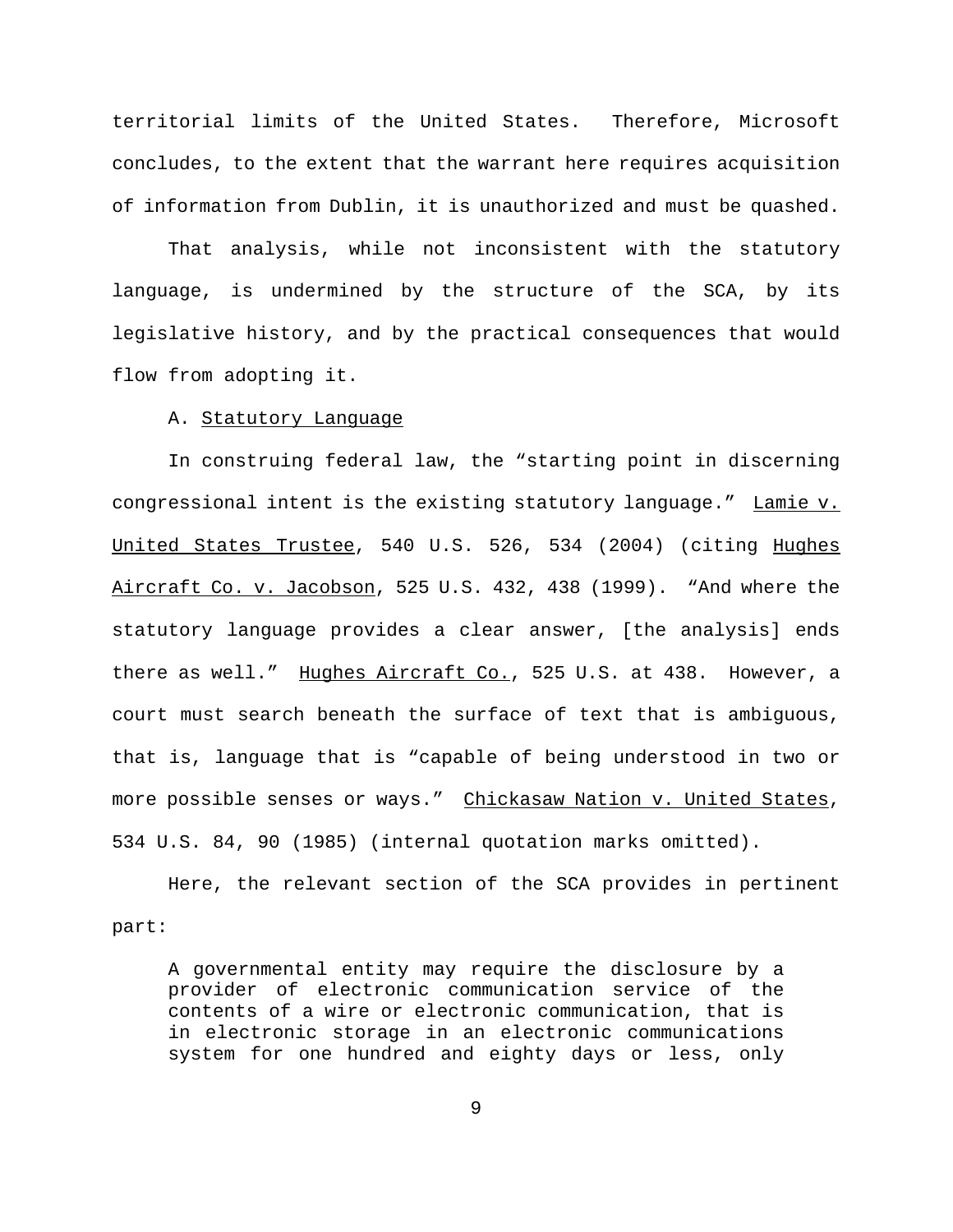territorial limits of the United States. Therefore, Microsoft concludes, to the extent that the warrant here requires acquisition of information from Dublin, it is unauthorized and must be quashed.

That analysis, while not inconsistent with the statutory language, is undermined by the structure of the SCA, by its legislative history, and by the practical consequences that would flow from adopting it.

A. Statutory Language

In construing federal law, the "starting point in discerning congressional intent is the existing statutory language." Lamie v. United States Trustee, 540 U.S. 526, 534 (2004) (citing Hughes Aircraft Co. v. Jacobson, 525 U.S. 432, 438 (1999). "And where the statutory language provides a clear answer, [the analysis] ends there as well." Hughes Aircraft Co., 525 U.S. at 438. However, a court must search beneath the surface of text that is ambiguous, that is, language that is "capable of being understood in two or more possible senses or ways." Chickasaw Nation v. United States, 534 U.S. 84, 90 (1985) (internal quotation marks omitted).

Here, the relevant section of the SCA provides in pertinent part:

> A governmental entity may require the disclosure by a provider of electronic communication service of the contents of a wire or electronic communication, that is in electronic storage in an electronic communications system for one hundred and eighty days or less, only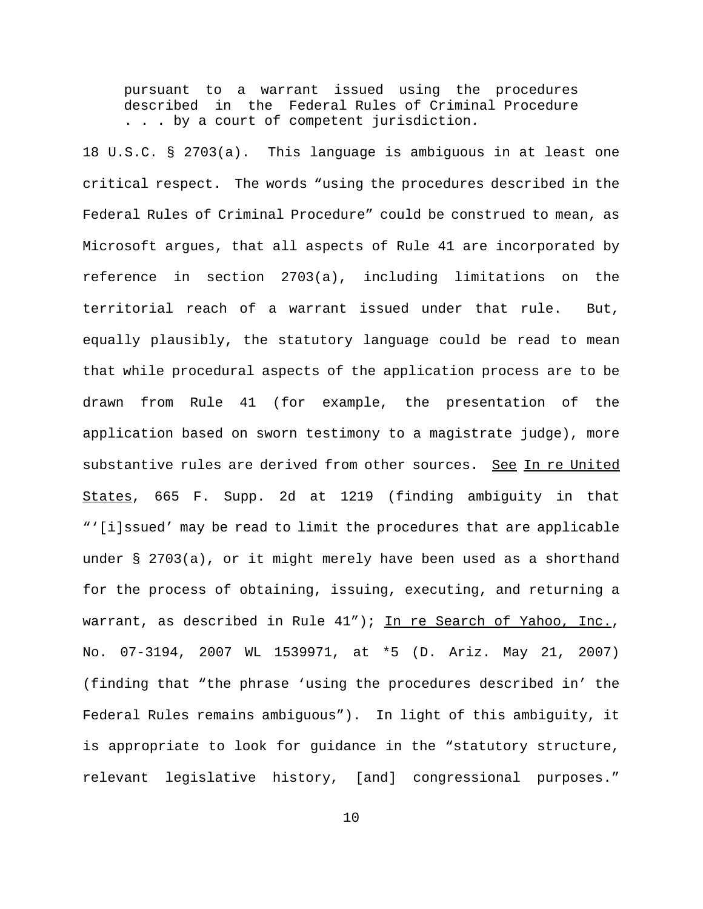> pursuant to a warrant issued using the procedures described in the Federal Rules of Criminal Procedure . . . by a court of competent jurisdiction.

18 U.S.C. § 2703(a). This language is ambiguous in at least one critical respect. The words "using the procedures described in the Federal Rules of Criminal Procedure" could be construed to mean, as Microsoft argues, that all aspects of Rule 41 are incorporated by reference in section 2703(a), including limitations on the territorial reach of a warrant issued under that rule. But, equally plausibly, the statutory language could be read to mean that while procedural aspects of the application process are to be drawn from Rule 41 (for example, the presentation of the application based on sworn testimony to a magistrate judge), more substantive rules are derived from other sources. See In re United States, 665 F. Supp. 2d at 1219 (finding ambiguity in that "'[i]ssued' may be read to limit the procedures that are applicable under § 2703(a), or it might merely have been used as a shorthand for the process of obtaining, issuing, executing, and returning a warrant, as described in Rule 41"); In re Search of Yahoo, Inc., No. 07-3194, 2007 WL 1539971, at *5 (D. Ariz. May 21, 2007) (finding that "the phrase 'using the procedures described in' the Federal Rules remains ambiguous"). In light of this ambiguity, it is appropriate to look for guidance in the "statutory structure, relevant legislative history, [and] congressional purposes."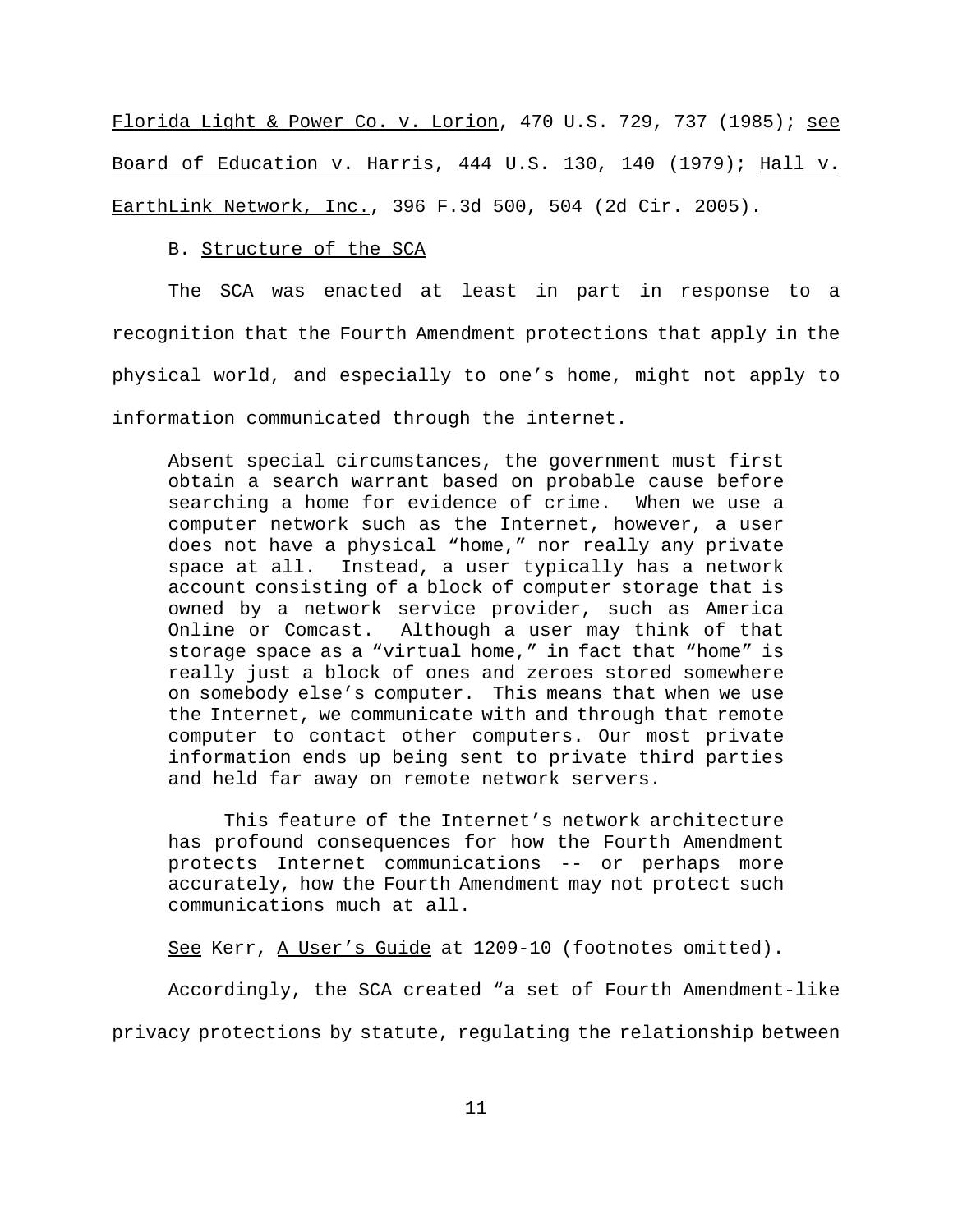Florida Light & Power Co. v. Lorion, 470 U.S. 729, 737 (1985); see Board of Education v. Harris, 444 U.S. 130, 140 (1979); Hall v. EarthLink Network, Inc., 396 F.3d 500, 504 (2d Cir. 2005).

B. Structure of the SCA

The SCA was enacted at least in part in response to a recognition that the Fourth Amendment protections that apply in the physical world, and especially to one's home, might not apply to information communicated through the internet.

> Absent special circumstances, the government must first obtain a search warrant based on probable cause before searching a home for evidence of crime. When we use a computer network such as the Internet, however, a user does not have a physical "home," nor really any private space at all. Instead, a user typically has a network account consisting of a block of computer storage that is owned by a network service provider, such as America Online or Comcast. Although a user may think of that storage space as a "virtual home," in fact that "home" is really just a block of ones and zeroes stored somewhere on somebody else's computer. This means that when we use the Internet, we communicate with and through that remote computer to contact other computers. Our most private information ends up being sent to private third parties and held far away on remote network servers.
>
> This feature of the Internet's network architecture has profound consequences for how the Fourth Amendment protects Internet communications -- or perhaps more accurately, how the Fourth Amendment may not protect such communications much at all.

See Kerr, A User's Guide at 1209-10 (footnotes omitted).

Accordingly, the SCA created "a set of Fourth Amendment-like privacy protections by statute, regulating the relationship between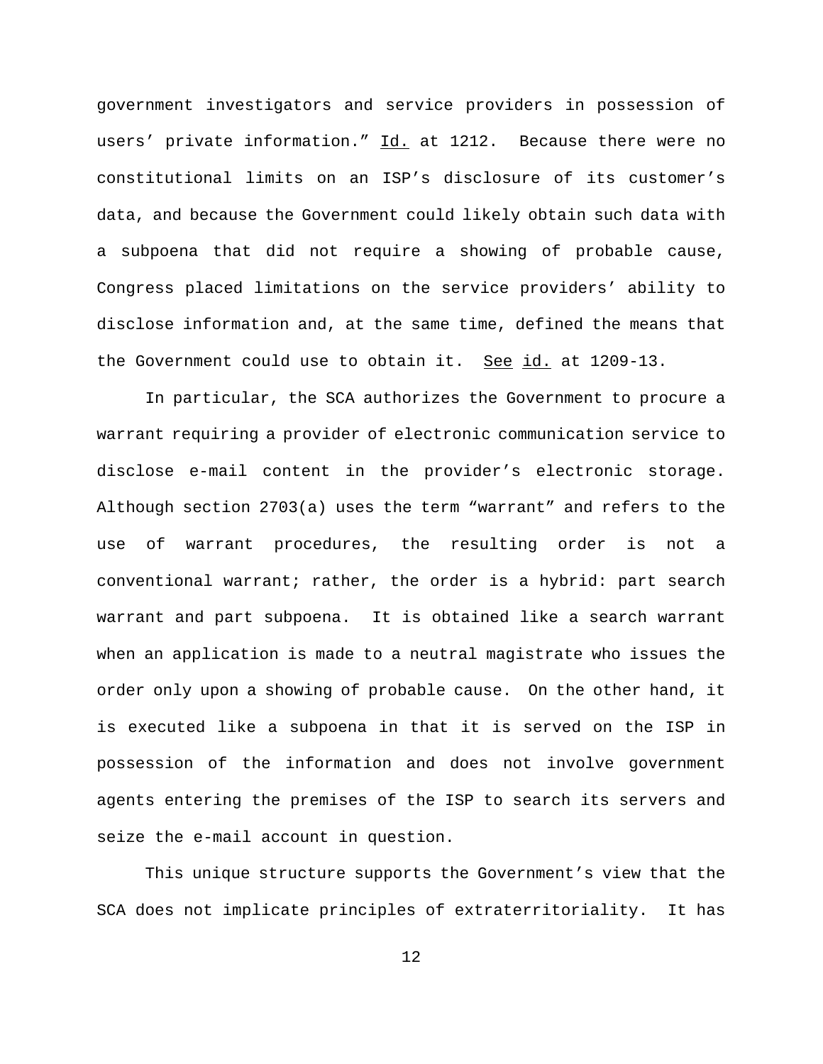government investigators and service providers in possession of users' private information." Id. at 1212. Because there were no constitutional limits on an ISP's disclosure of its customer's data, and because the Government could likely obtain such data with a subpoena that did not require a showing of probable cause, Congress placed limitations on the service providers' ability to disclose information and, at the same time, defined the means that the Government could use to obtain it. See id. at 1209-13.

In particular, the SCA authorizes the Government to procure a warrant requiring a provider of electronic communication service to disclose e-mail content in the provider's electronic storage. Although section 2703(a) uses the term "warrant" and refers to the use of warrant procedures, the resulting order is not a conventional warrant; rather, the order is a hybrid: part search warrant and part subpoena. It is obtained like a search warrant when an application is made to a neutral magistrate who issues the order only upon a showing of probable cause. On the other hand, it is executed like a subpoena in that it is served on the ISP in possession of the information and does not involve government agents entering the premises of the ISP to search its servers and seize the e-mail account in question.

This unique structure supports the Government's view that the SCA does not implicate principles of extraterritoriality. It has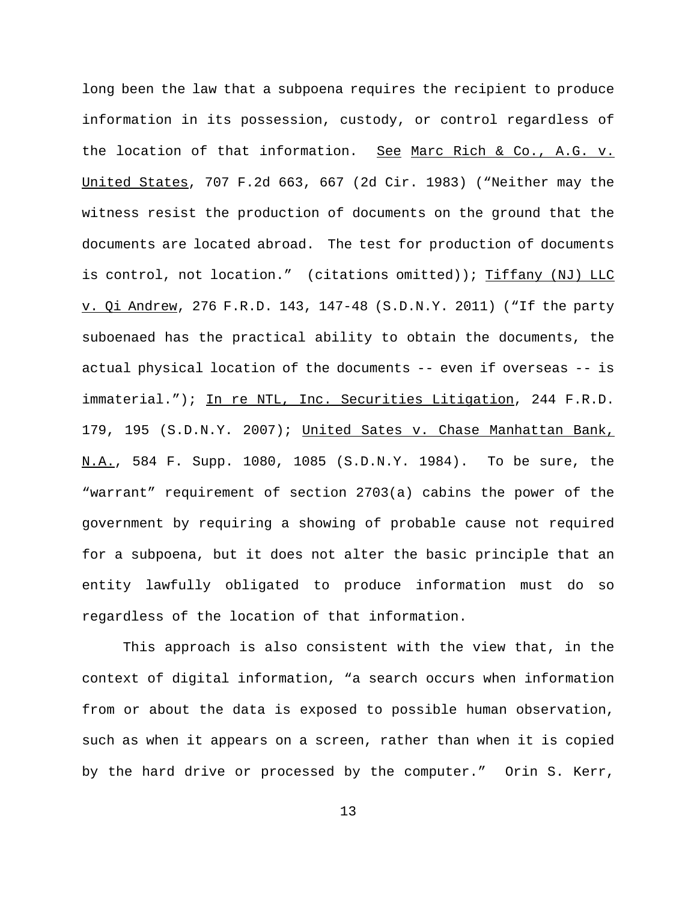long been the law that a subpoena requires the recipient to produce information in its possession, custody, or control regardless of the location of that information. See Marc Rich & Co., A.G. v. United States, 707 F.2d 663, 667 (2d Cir. 1983) ("Neither may the witness resist the production of documents on the ground that the documents are located abroad. The test for production of documents is control, not location." (citations omitted)); Tiffany (NJ) LLC v. Qi Andrew, 276 F.R.D. 143, 147-48 (S.D.N.Y. 2011) ("If the party suboenaed has the practical ability to obtain the documents, the actual physical location of the documents -- even if overseas -- is immaterial."); In re NTL, Inc. Securities Litigation, 244 F.R.D. 179, 195 (S.D.N.Y. 2007); United Sates v. Chase Manhattan Bank, N.A., 584 F. Supp. 1080, 1085 (S.D.N.Y. 1984). To be sure, the "warrant" requirement of section 2703(a) cabins the power of the government by requiring a showing of probable cause not required for a subpoena, but it does not alter the basic principle that an entity lawfully obligated to produce information must do so regardless of the location of that information.

This approach is also consistent with the view that, in the context of digital information, "a search occurs when information from or about the data is exposed to possible human observation, such as when it appears on a screen, rather than when it is copied by the hard drive or processed by the computer." Orin S. Kerr,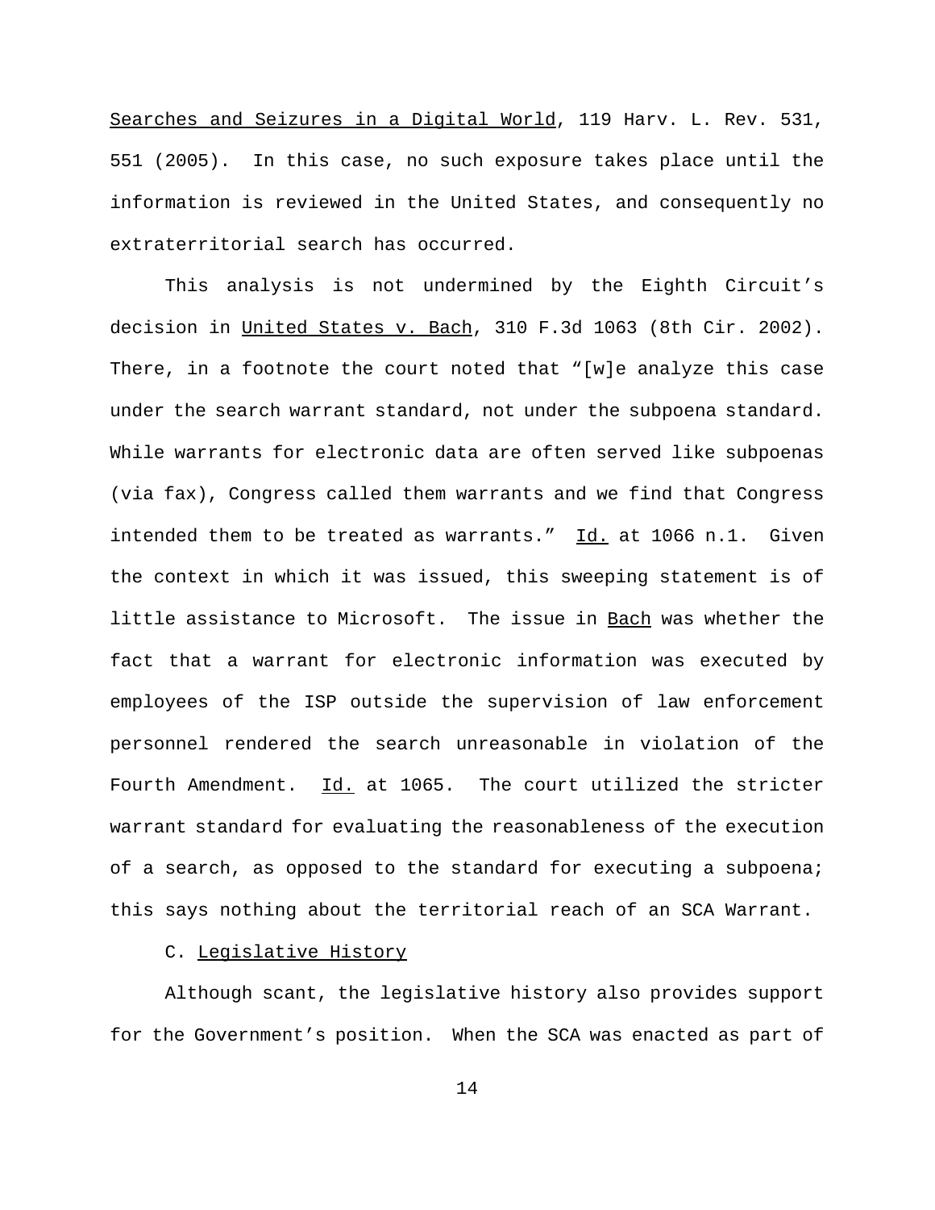Searches and Seizures in a Digital World, 119 Harv. L. Rev. 531, 551 (2005). In this case, no such exposure takes place until the information is reviewed in the United States, and consequently no extraterritorial search has occurred.

This analysis is not undermined by the Eighth Circuit's decision in United States v. Bach, 310 F.3d 1063 (8th Cir. 2002). There, in a footnote the court noted that "[w]e analyze this case under the search warrant standard, not under the subpoena standard. While warrants for electronic data are often served like subpoenas (via fax), Congress called them warrants and we find that Congress intended them to be treated as warrants." Id. at 1066 n.1. Given the context in which it was issued, this sweeping statement is of little assistance to Microsoft. The issue in Bach was whether the fact that a warrant for electronic information was executed by employees of the ISP outside the supervision of law enforcement personnel rendered the search unreasonable in violation of the Fourth Amendment. Id. at 1065. The court utilized the stricter warrant standard for evaluating the reasonableness of the execution of a search, as opposed to the standard for executing a subpoena; this says nothing about the territorial reach of an SCA Warrant.

C. Legislative History

Although scant, the legislative history also provides support for the Government's position. When the SCA was enacted as part of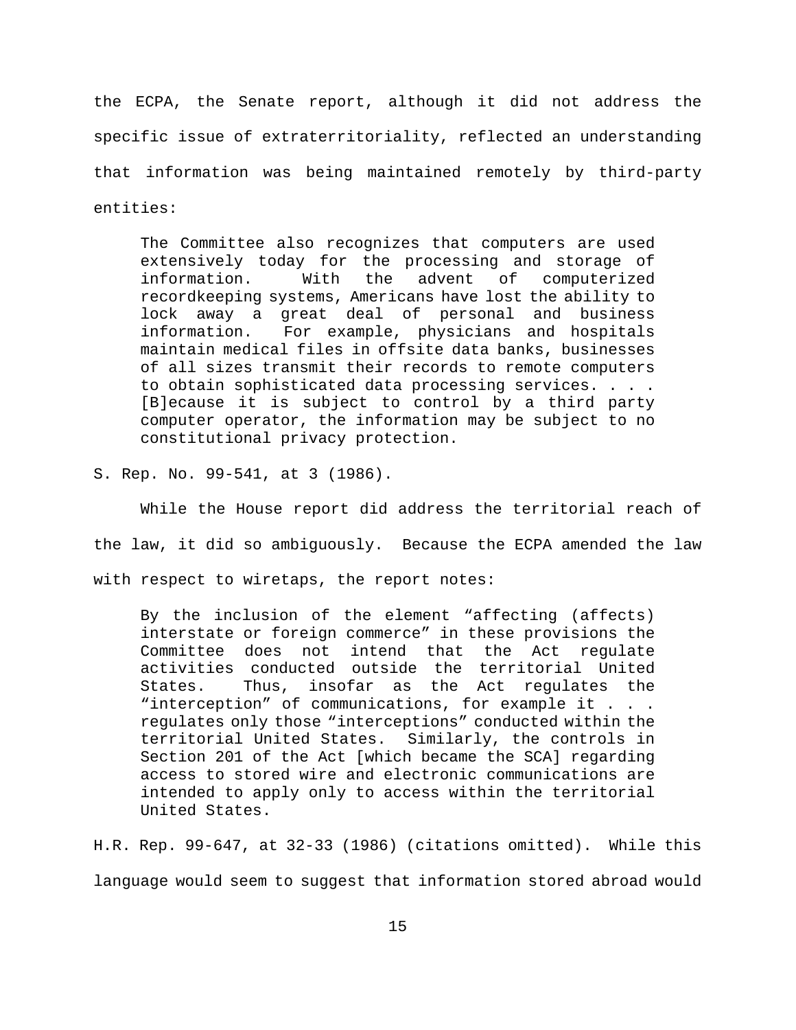the ECPA, the Senate report, although it did not address the specific issue of extraterritoriality, reflected an understanding that information was being maintained remotely by third-party entities:

> The Committee also recognizes that computers are used extensively today for the processing and storage of information. With the advent of computerized recordkeeping systems, Americans have lost the ability to lock away a great deal of personal and business information. For example, physicians and hospitals maintain medical files in offsite data banks, businesses of all sizes transmit their records to remote computers to obtain sophisticated data processing services. . . . [B]ecause it is subject to control by a third party computer operator, the information may be subject to no constitutional privacy protection.

S. Rep. No. 99-541, at 3 (1986).

While the House report did address the territorial reach of the law, it did so ambiguously. Because the ECPA amended the law with respect to wiretaps, the report notes:

> By the inclusion of the element "affecting (affects) interstate or foreign commerce" in these provisions the Committee does not intend that the Act regulate activities conducted outside the territorial United States. Thus, insofar as the Act regulates the "interception" of communications, for example it . . . regulates only those "interceptions" conducted within the territorial United States. Similarly, the controls in Section 201 of the Act [which became the SCA] regarding access to stored wire and electronic communications are intended to apply only to access within the territorial United States.

H.R. Rep. 99-647, at 32-33 (1986) (citations omitted). While this language would seem to suggest that information stored abroad would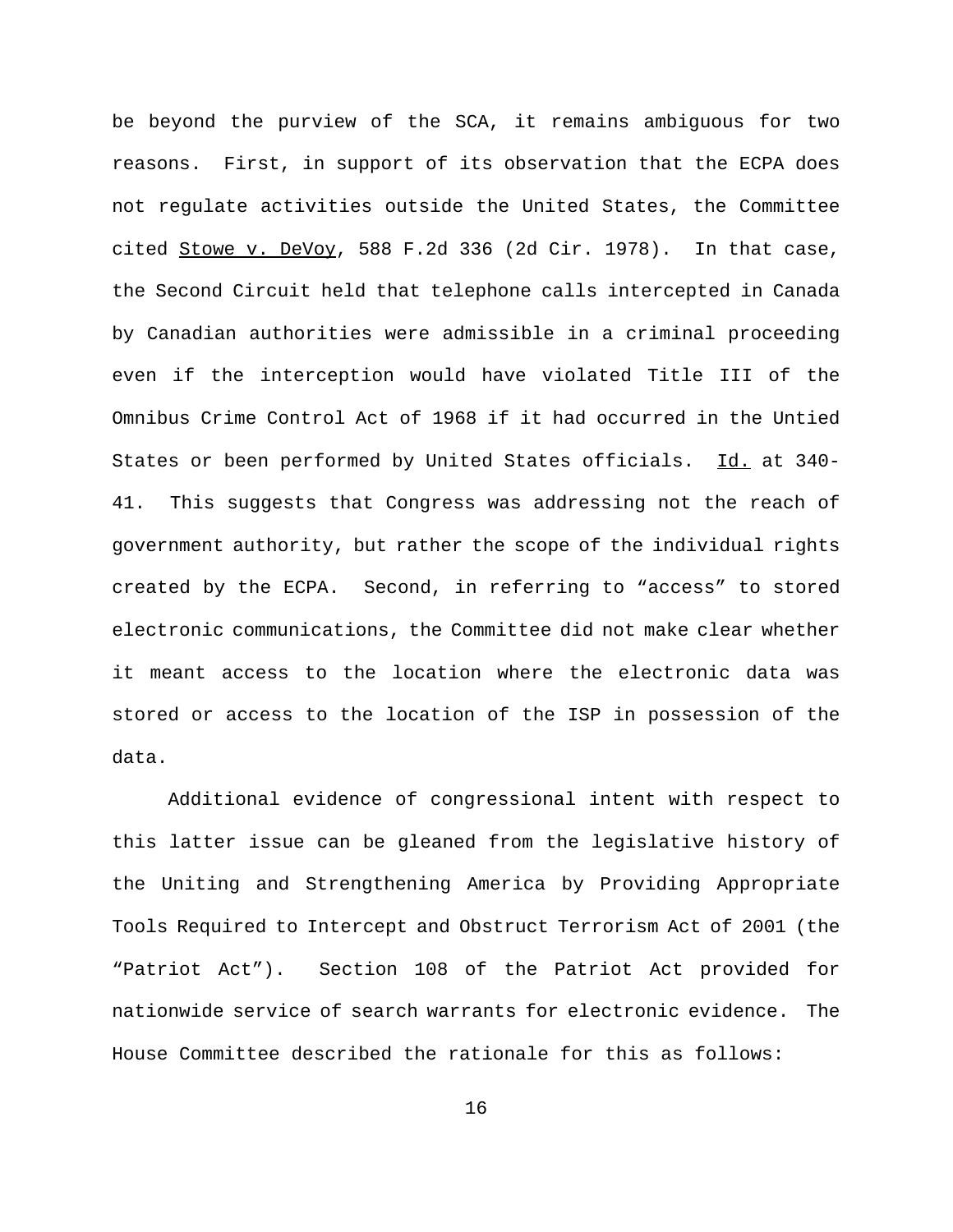be beyond the purview of the SCA, it remains ambiguous for two reasons. First, in support of its observation that the ECPA does not regulate activities outside the United States, the Committee cited Stowe v. DeVoy, 588 F.2d 336 (2d Cir. 1978). In that case, the Second Circuit held that telephone calls intercepted in Canada by Canadian authorities were admissible in a criminal proceeding even if the interception would have violated Title III of the Omnibus Crime Control Act of 1968 if it had occurred in the Untied States or been performed by United States officials. Id. at 340-41. This suggests that Congress was addressing not the reach of government authority, but rather the scope of the individual rights created by the ECPA. Second, in referring to "access" to stored electronic communications, the Committee did not make clear whether it meant access to the location where the electronic data was stored or access to the location of the ISP in possession of the data.

Additional evidence of congressional intent with respect to this latter issue can be gleaned from the legislative history of the Uniting and Strengthening America by Providing Appropriate Tools Required to Intercept and Obstruct Terrorism Act of 2001 (the "Patriot Act"). Section 108 of the Patriot Act provided for nationwide service of search warrants for electronic evidence. The House Committee described the rationale for this as follows: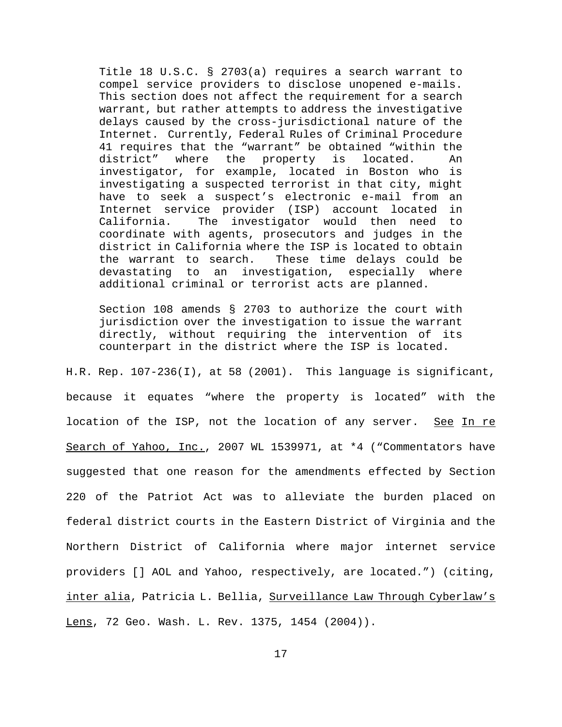> Title 18 U.S.C. § 2703(a) requires a search warrant to compel service providers to disclose unopened e-mails. This section does not affect the requirement for a search warrant, but rather attempts to address the investigative delays caused by the cross-jurisdictional nature of the Internet. Currently, Federal Rules of Criminal Procedure 41 requires that the "warrant" be obtained "within the district" where the property is located. An investigator, for example, located in Boston who is investigating a suspected terrorist in that city, might have to seek a suspect's electronic e-mail from an Internet service provider (ISP) account located in California. The investigator would then need to coordinate with agents, prosecutors and judges in the district in California where the ISP is located to obtain the warrant to search. These time delays could be devastating to an investigation, especially where additional criminal or terrorist acts are planned.
>
> Section 108 amends § 2703 to authorize the court with jurisdiction over the investigation to issue the warrant directly, without requiring the intervention of its counterpart in the district where the ISP is located.

H.R. Rep. 107-236(I), at 58 (2001). This language is significant, because it equates "where the property is located" with the location of the ISP, not the location of any server. See In re Search of Yahoo, Inc., 2007 WL 1539971, at *4 ("Commentators have suggested that one reason for the amendments effected by Section 220 of the Patriot Act was to alleviate the burden placed on federal district courts in the Eastern District of Virginia and the Northern District of California where major internet service providers [] AOL and Yahoo, respectively, are located.") (citing, inter alia, Patricia L. Bellia, Surveillance Law Through Cyberlaw's Lens, 72 Geo. Wash. L. Rev. 1375, 1454 (2004)).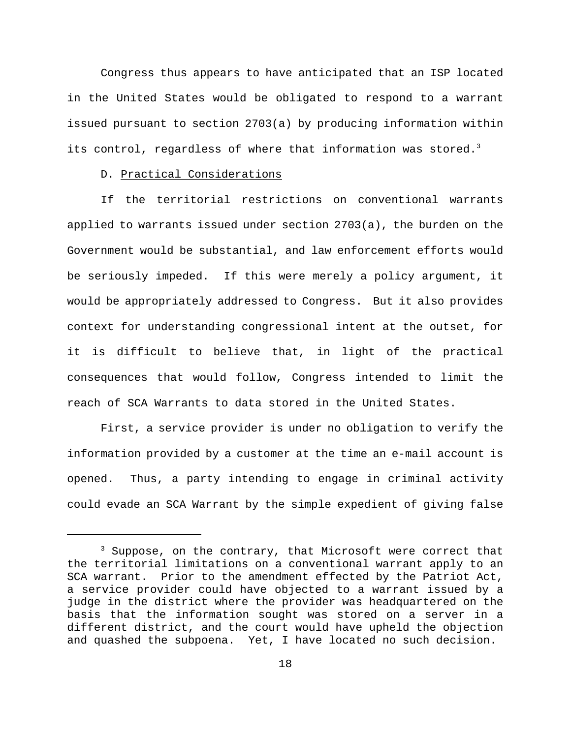Congress thus appears to have anticipated that an ISP located in the United States would be obligated to respond to a warrant issued pursuant to section 2703(a) by producing information within its control, regardless of where that information was stored.[3]

D. Practical Considerations

If the territorial restrictions on conventional warrants applied to warrants issued under section 2703(a), the burden on the Government would be substantial, and law enforcement efforts would be seriously impeded. If this were merely a policy argument, it would be appropriately addressed to Congress. But it also provides context for understanding congressional intent at the outset, for it is difficult to believe that, in light of the practical consequences that would follow, Congress intended to limit the reach of SCA Warrants to data stored in the United States.

First, a service provider is under no obligation to verify the information provided by a customer at the time an e-mail account is opened. Thus, a party intending to engage in criminal activity could evade an SCA Warrant by the simple expedient of giving false

---

[3] Suppose, on the contrary, that Microsoft were correct that the territorial limitations on a conventional warrant apply to an SCA warrant. Prior to the amendment effected by the Patriot Act, a service provider could have objected to a warrant issued by a judge in the district where the provider was headquartered on the basis that the information sought was stored on a server in a different district, and the court would have upheld the objection and quashed the subpoena. Yet, I have located no such decision.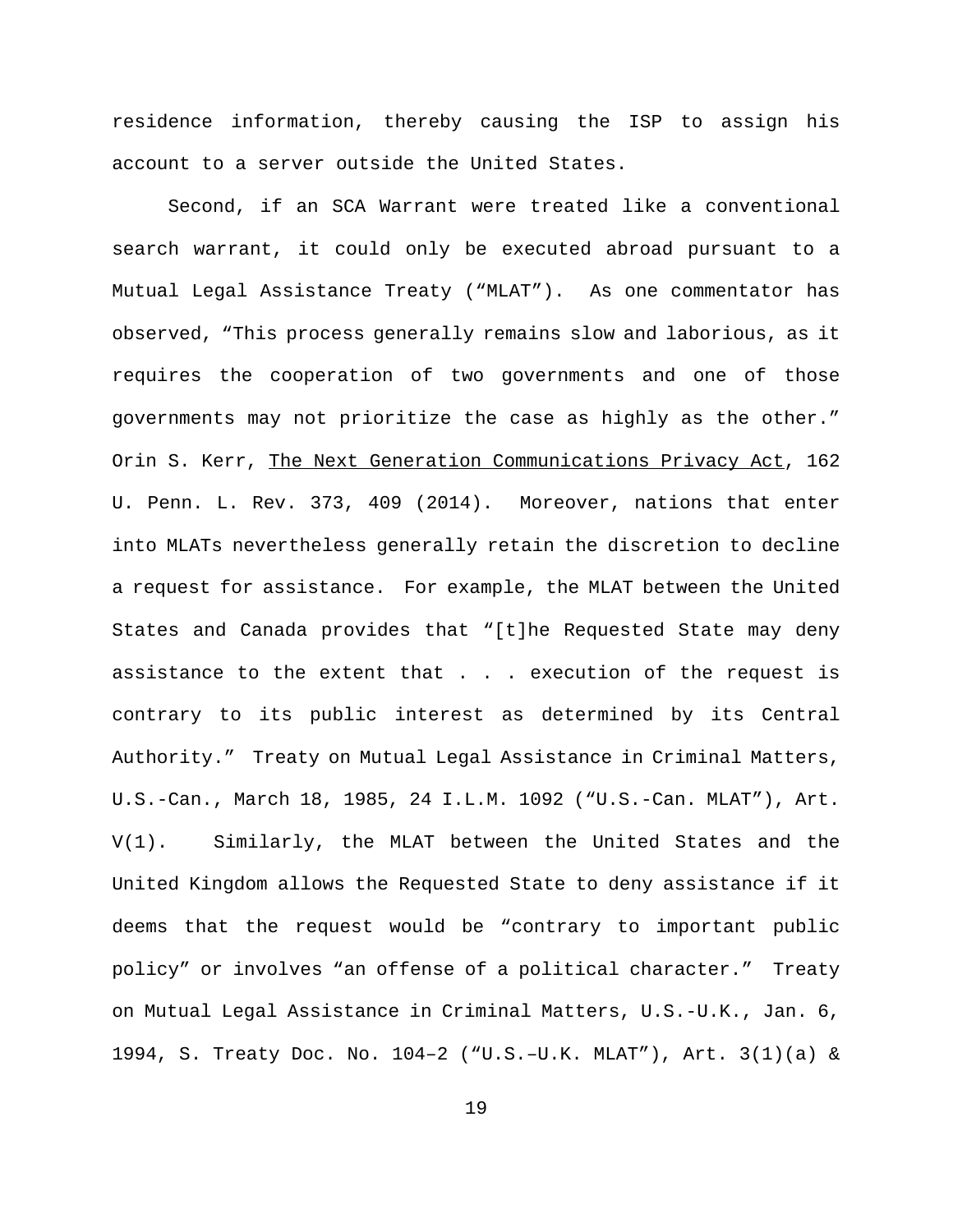residence information, thereby causing the ISP to assign his account to a server outside the United States.

Second, if an SCA Warrant were treated like a conventional search warrant, it could only be executed abroad pursuant to a Mutual Legal Assistance Treaty ("MLAT"). As one commentator has observed, "This process generally remains slow and laborious, as it requires the cooperation of two governments and one of those governments may not prioritize the case as highly as the other." Orin S. Kerr, The Next Generation Communications Privacy Act, 162 U. Penn. L. Rev. 373, 409 (2014). Moreover, nations that enter into MLATs nevertheless generally retain the discretion to decline a request for assistance. For example, the MLAT between the United States and Canada provides that "[t]he Requested State may deny assistance to the extent that . . . execution of the request is contrary to its public interest as determined by its Central Authority." Treaty on Mutual Legal Assistance in Criminal Matters, U.S.-Can., March 18, 1985, 24 I.L.M. 1092 ("U.S.-Can. MLAT"), Art. V(1). Similarly, the MLAT between the United States and the United Kingdom allows the Requested State to deny assistance if it deems that the request would be "contrary to important public policy" or involves "an offense of a political character." Treaty on Mutual Legal Assistance in Criminal Matters, U.S.-U.K., Jan. 6, 1994, S. Treaty Doc. No. 104–2 ("U.S.–U.K. MLAT"), Art. 3(1)(a) &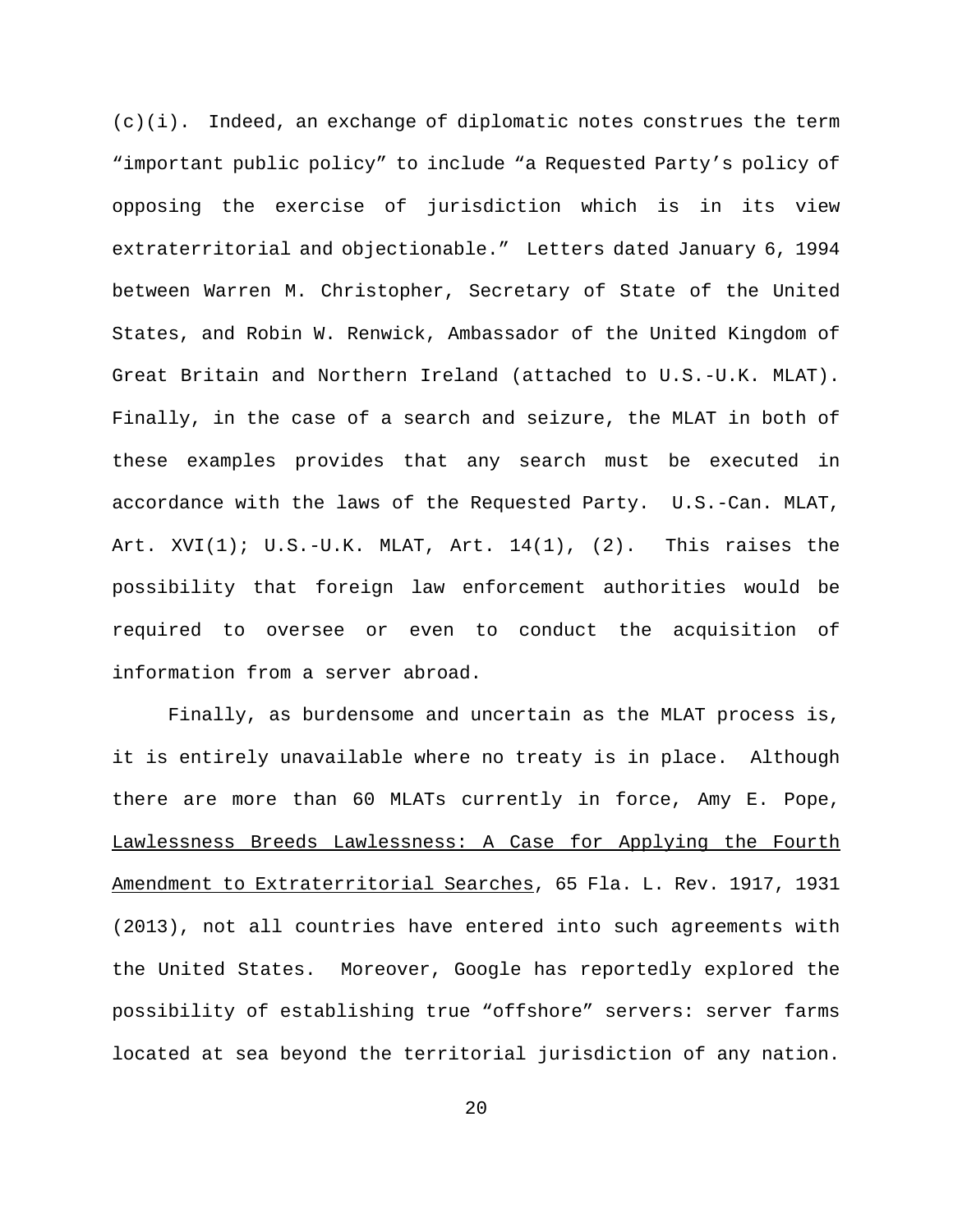(c)(i). Indeed, an exchange of diplomatic notes construes the term "important public policy" to include "a Requested Party's policy of opposing the exercise of jurisdiction which is in its view extraterritorial and objectionable." Letters dated January 6, 1994 between Warren M. Christopher, Secretary of State of the United States, and Robin W. Renwick, Ambassador of the United Kingdom of Great Britain and Northern Ireland (attached to U.S.-U.K. MLAT). Finally, in the case of a search and seizure, the MLAT in both of these examples provides that any search must be executed in accordance with the laws of the Requested Party. U.S.-Can. MLAT, Art. XVI(1); U.S.-U.K. MLAT, Art. 14(1), (2). This raises the possibility that foreign law enforcement authorities would be required to oversee or even to conduct the acquisition of information from a server abroad.

Finally, as burdensome and uncertain as the MLAT process is, it is entirely unavailable where no treaty is in place. Although there are more than 60 MLATs currently in force, Amy E. Pope, <u>Lawlessness Breeds Lawlessness: A Case for Applying the Fourth Amendment to Extraterritorial Searches</u>, 65 Fla. L. Rev. 1917, 1931 (2013), not all countries have entered into such agreements with the United States. Moreover, Google has reportedly explored the possibility of establishing true "offshore" servers: server farms located at sea beyond the territorial jurisdiction of any nation.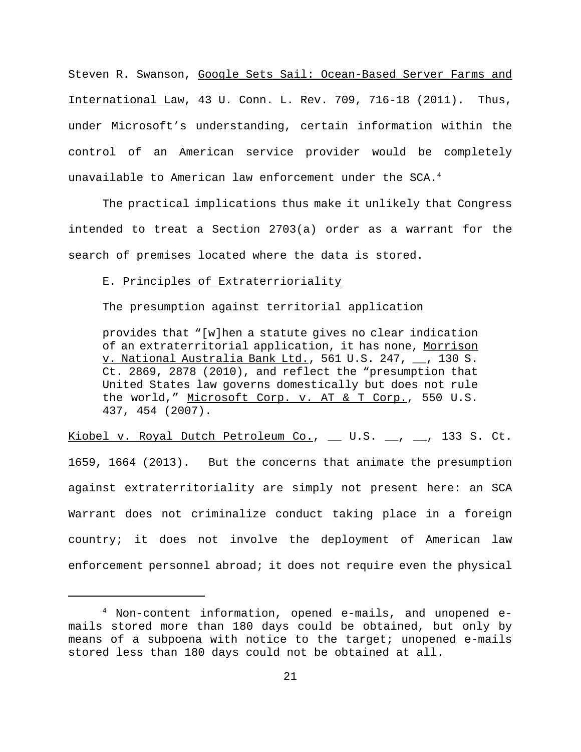Steven R. Swanson, Google Sets Sail: Ocean-Based Server Farms and International Law, 43 U. Conn. L. Rev. 709, 716-18 (2011). Thus, under Microsoft's understanding, certain information within the control of an American service provider would be completely unavailable to American law enforcement under the SCA.[4]

The practical implications thus make it unlikely that Congress intended to treat a Section 2703(a) order as a warrant for the search of premises located where the data is stored.

E. Principles of Extraterrioriality

The presumption against territorial application

> provides that "[w]hen a statute gives no clear indication of an extraterritorial application, it has none, Morrison v. National Australia Bank Ltd., 561 U.S. 247, __, 130 S. Ct. 2869, 2878 (2010), and reflect the "presumption that United States law governs domestically but does not rule the world," Microsoft Corp. v. AT & T Corp., 550 U.S. 437, 454 (2007).

Kiobel v. Royal Dutch Petroleum Co., __ U.S. __, __, 133 S. Ct. 1659, 1664 (2013). But the concerns that animate the presumption against extraterritoriality are simply not present here: an SCA Warrant does not criminalize conduct taking place in a foreign country; it does not involve the deployment of American law enforcement personnel abroad; it does not require even the physical

[4] Non-content information, opened e-mails, and unopened e-mails stored more than 180 days could be obtained, but only by means of a subpoena with notice to the target; unopened e-mails stored less than 180 days could not be obtained at all.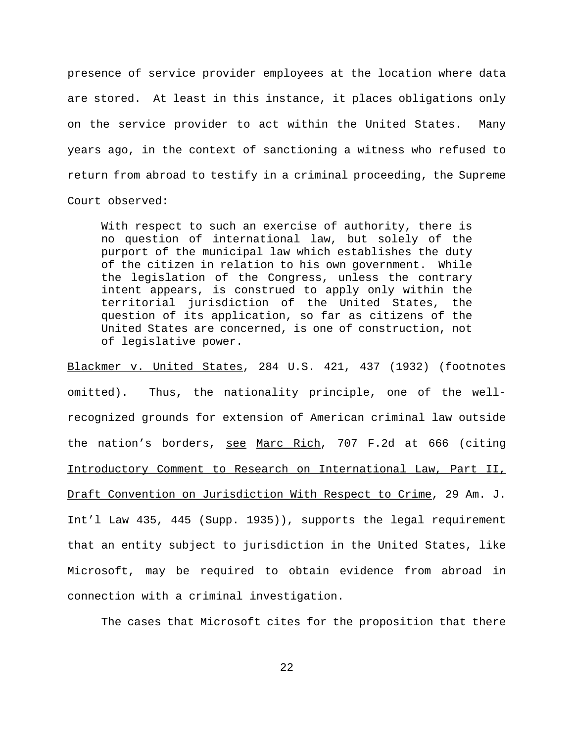presence of service provider employees at the location where data are stored. At least in this instance, it places obligations only on the service provider to act within the United States. Many years ago, in the context of sanctioning a witness who refused to return from abroad to testify in a criminal proceeding, the Supreme Court observed:

> With respect to such an exercise of authority, there is no question of international law, but solely of the purport of the municipal law which establishes the duty of the citizen in relation to his own government. While the legislation of the Congress, unless the contrary intent appears, is construed to apply only within the territorial jurisdiction of the United States, the question of its application, so far as citizens of the United States are concerned, is one of construction, not of legislative power.

Blackmer v. United States, 284 U.S. 421, 437 (1932) (footnotes omitted). Thus, the nationality principle, one of the well-recognized grounds for extension of American criminal law outside the nation's borders, see Marc Rich, 707 F.2d at 666 (citing Introductory Comment to Research on International Law, Part II, Draft Convention on Jurisdiction With Respect to Crime, 29 Am. J. Int'l Law 435, 445 (Supp. 1935)), supports the legal requirement that an entity subject to jurisdiction in the United States, like Microsoft, may be required to obtain evidence from abroad in connection with a criminal investigation.

The cases that Microsoft cites for the proposition that there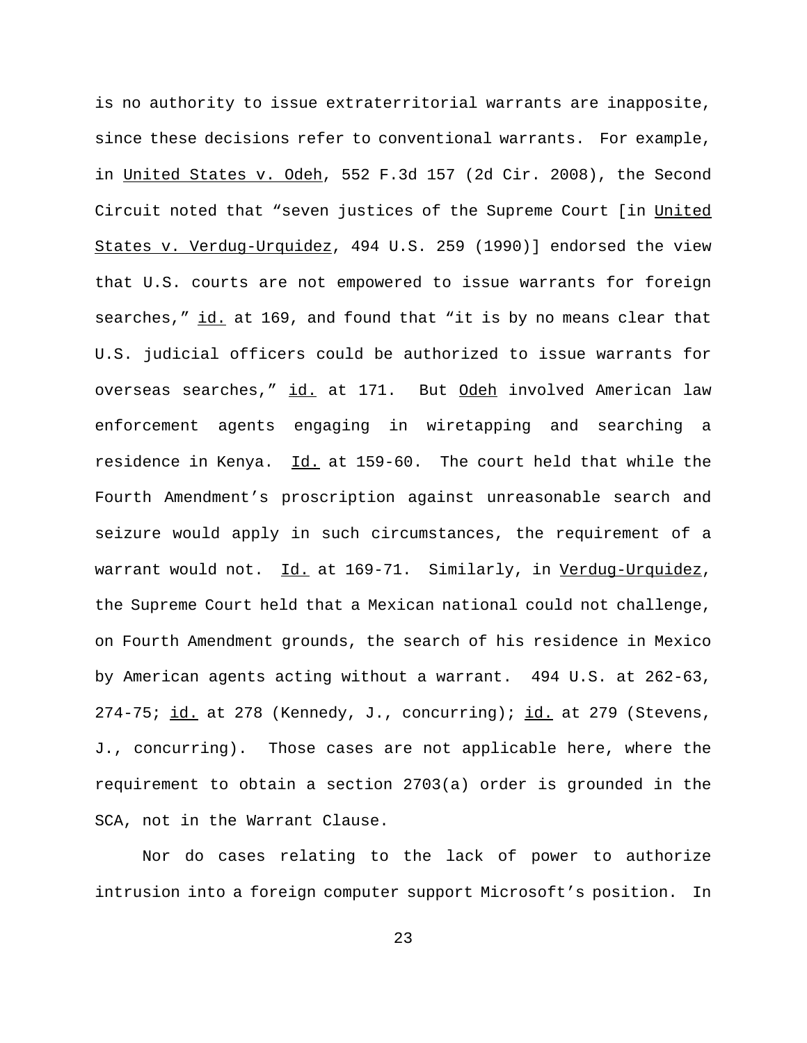is no authority to issue extraterritorial warrants are inapposite, since these decisions refer to conventional warrants. For example, in United States v. Odeh, 552 F.3d 157 (2d Cir. 2008), the Second Circuit noted that "seven justices of the Supreme Court [in United States v. Verdug-Urquidez, 494 U.S. 259 (1990)] endorsed the view that U.S. courts are not empowered to issue warrants for foreign searches," id. at 169, and found that "it is by no means clear that U.S. judicial officers could be authorized to issue warrants for overseas searches," id. at 171. But Odeh involved American law enforcement agents engaging in wiretapping and searching a residence in Kenya. Id. at 159-60. The court held that while the Fourth Amendment's proscription against unreasonable search and seizure would apply in such circumstances, the requirement of a warrant would not. Id. at 169-71. Similarly, in Verdug-Urquidez, the Supreme Court held that a Mexican national could not challenge, on Fourth Amendment grounds, the search of his residence in Mexico by American agents acting without a warrant. 494 U.S. at 262-63, 274-75; id. at 278 (Kennedy, J., concurring); id. at 279 (Stevens, J., concurring). Those cases are not applicable here, where the requirement to obtain a section 2703(a) order is grounded in the SCA, not in the Warrant Clause.

Nor do cases relating to the lack of power to authorize intrusion into a foreign computer support Microsoft's position. In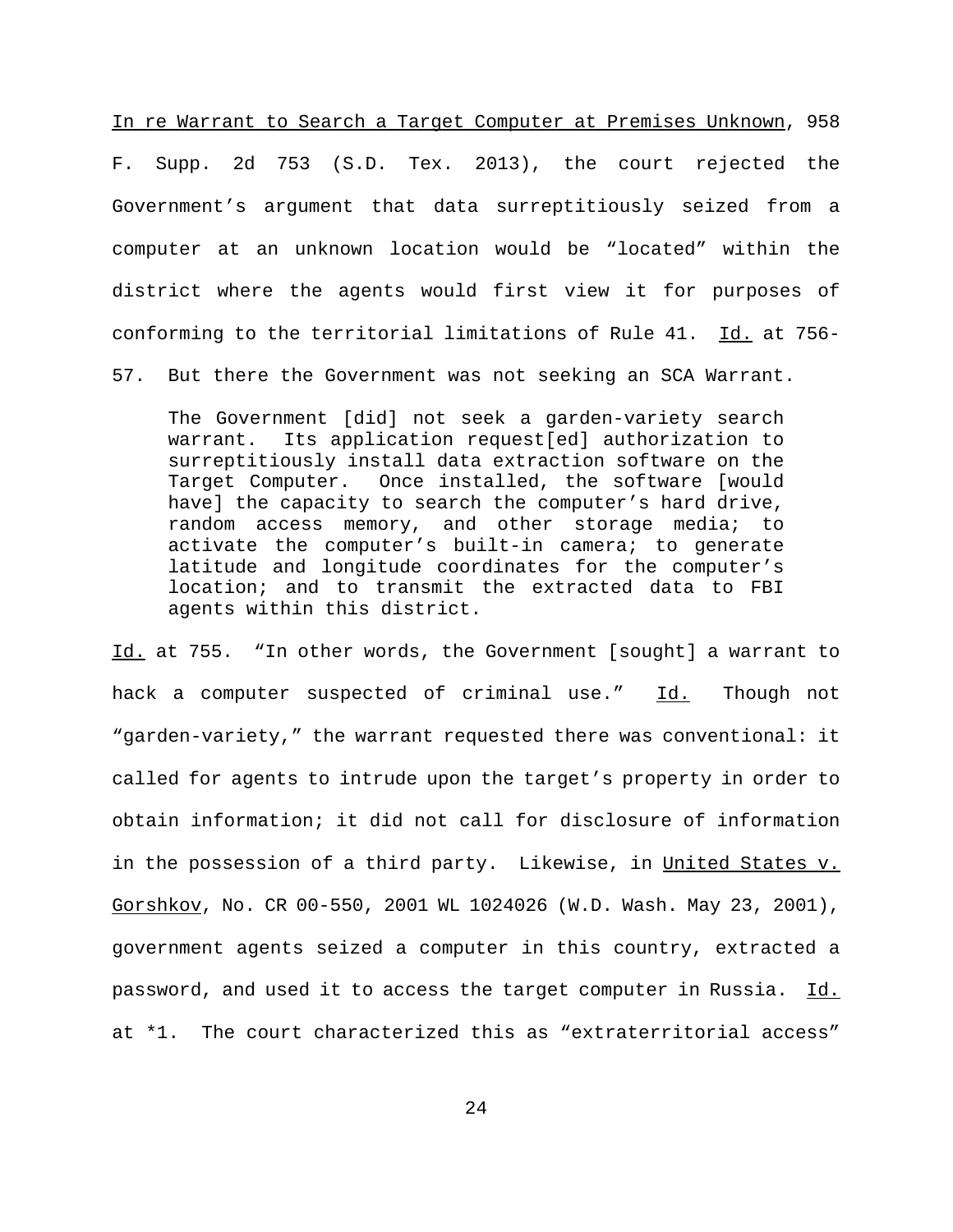In re Warrant to Search a Target Computer at Premises Unknown, 958 F. Supp. 2d 753 (S.D. Tex. 2013), the court rejected the Government's argument that data surreptitiously seized from a computer at an unknown location would be "located" within the district where the agents would first view it for purposes of conforming to the territorial limitations of Rule 41. Id. at 756-57. But there the Government was not seeking an SCA Warrant.

> The Government [did] not seek a garden-variety search warrant. Its application request[ed] authorization to surreptitiously install data extraction software on the Target Computer. Once installed, the software [would have] the capacity to search the computer's hard drive, random access memory, and other storage media; to activate the computer's built-in camera; to generate latitude and longitude coordinates for the computer's location; and to transmit the extracted data to FBI agents within this district.

Id. at 755. "In other words, the Government [sought] a warrant to hack a computer suspected of criminal use." Id. Though not "garden-variety," the warrant requested there was conventional: it called for agents to intrude upon the target's property in order to obtain information; it did not call for disclosure of information in the possession of a third party. Likewise, in United States v. Gorshkov, No. CR 00-550, 2001 WL 1024026 (W.D. Wash. May 23, 2001), government agents seized a computer in this country, extracted a password, and used it to access the target computer in Russia. Id. at *1. The court characterized this as "extraterritorial access"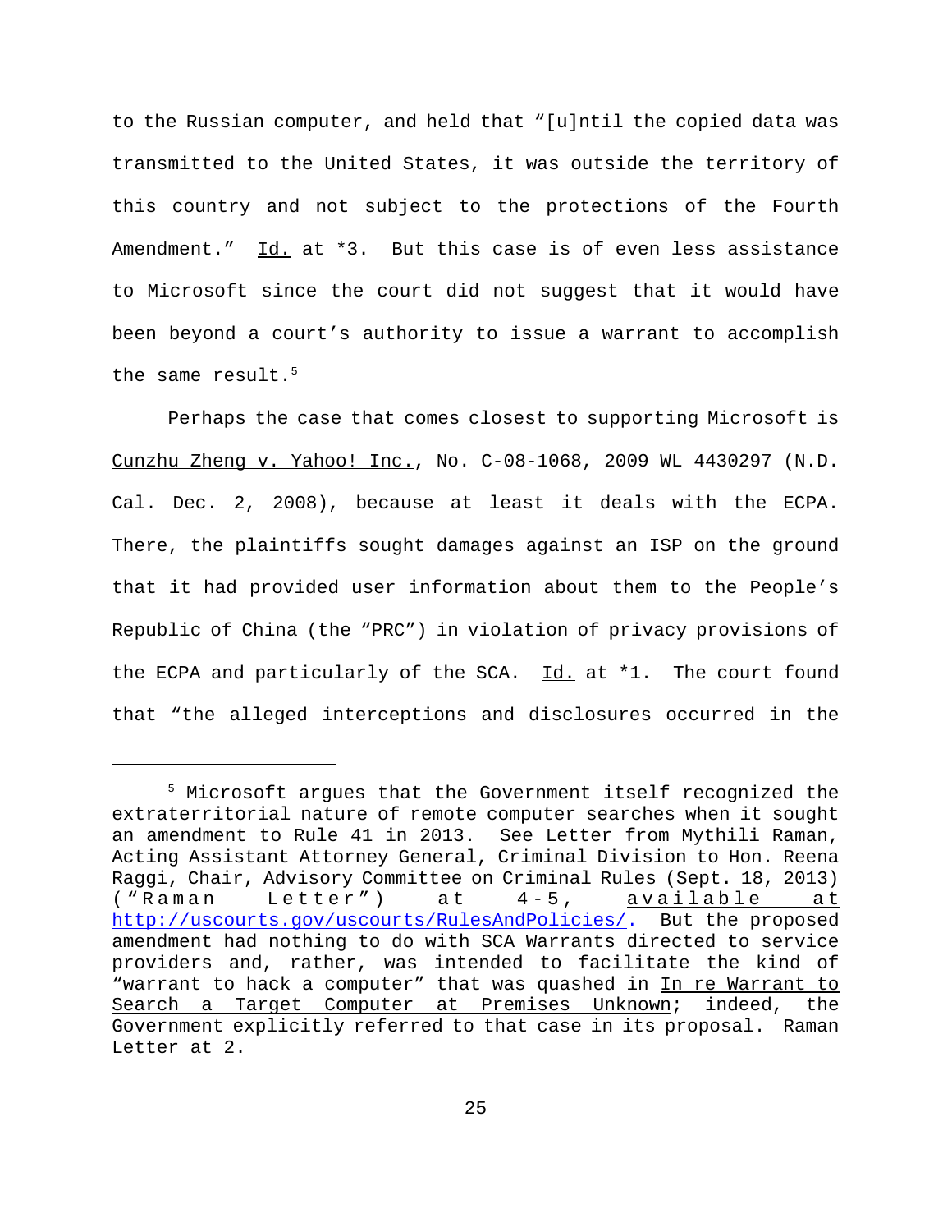to the Russian computer, and held that "[u]ntil the copied data was transmitted to the United States, it was outside the territory of this country and not subject to the protections of the Fourth Amendment." Id. at *3. But this case is of even less assistance to Microsoft since the court did not suggest that it would have been beyond a court's authority to issue a warrant to accomplish the same result.[5]

Perhaps the case that comes closest to supporting Microsoft is Cunzhu Zheng v. Yahoo! Inc., No. C-08-1068, 2009 WL 4430297 (N.D. Cal. Dec. 2, 2008), because at least it deals with the ECPA. There, the plaintiffs sought damages against an ISP on the ground that it had provided user information about them to the People's Republic of China (the "PRC") in violation of privacy provisions of the ECPA and particularly of the SCA. Id. at *1. The court found that "the alleged interceptions and disclosures occurred in the

---

[5] Microsoft argues that the Government itself recognized the extraterritorial nature of remote computer searches when it sought an amendment to Rule 41 in 2013. See Letter from Mythili Raman, Acting Assistant Attorney General, Criminal Division to Hon. Reena Raggi, Chair, Advisory Committee on Criminal Rules (Sept. 18, 2013) ("Raman Letter") at 4-5, available at http://uscourts.gov/uscourts/RulesAndPolicies/. But the proposed amendment had nothing to do with SCA Warrants directed to service providers and, rather, was intended to facilitate the kind of "warrant to hack a computer" that was quashed in In re Warrant to Search a Target Computer at Premises Unknown; indeed, the Government explicitly referred to that case in its proposal. Raman Letter at 2.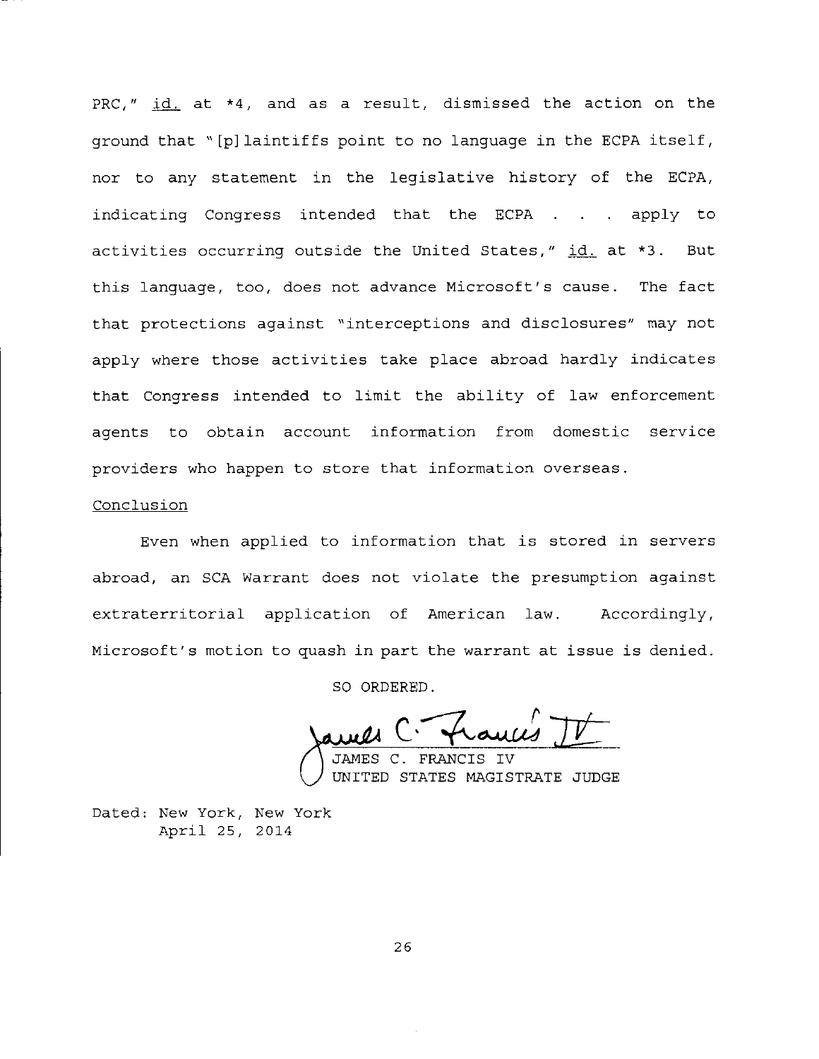PRC," id. at *4, and as a result, dismissed the action on the ground that "[p]laintiffs point to no language in the ECPA itself, nor to any statement in the legislative history of the ECPA, indicating Congress intended that the ECPA . . . apply to activities occurring outside the United States," id. at *3. But this language, too, does not advance Microsoft's cause. The fact that protections against "interceptions and disclosures" may not apply where those activities take place abroad hardly indicates that Congress intended to limit the ability of law enforcement agents to obtain account information from domestic service providers who happen to store that information overseas.

## Conclusion

Even when applied to information that is stored in servers abroad, an SCA Warrant does not violate the presumption against extraterritorial application of American law. Accordingly, Microsoft's motion to quash in part the warrant at issue is denied.

SO ORDERED.

JAMES C. FRANCIS IV
UNITED STATES MAGISTRATE JUDGE

Dated: New York, New York
April 25, 2014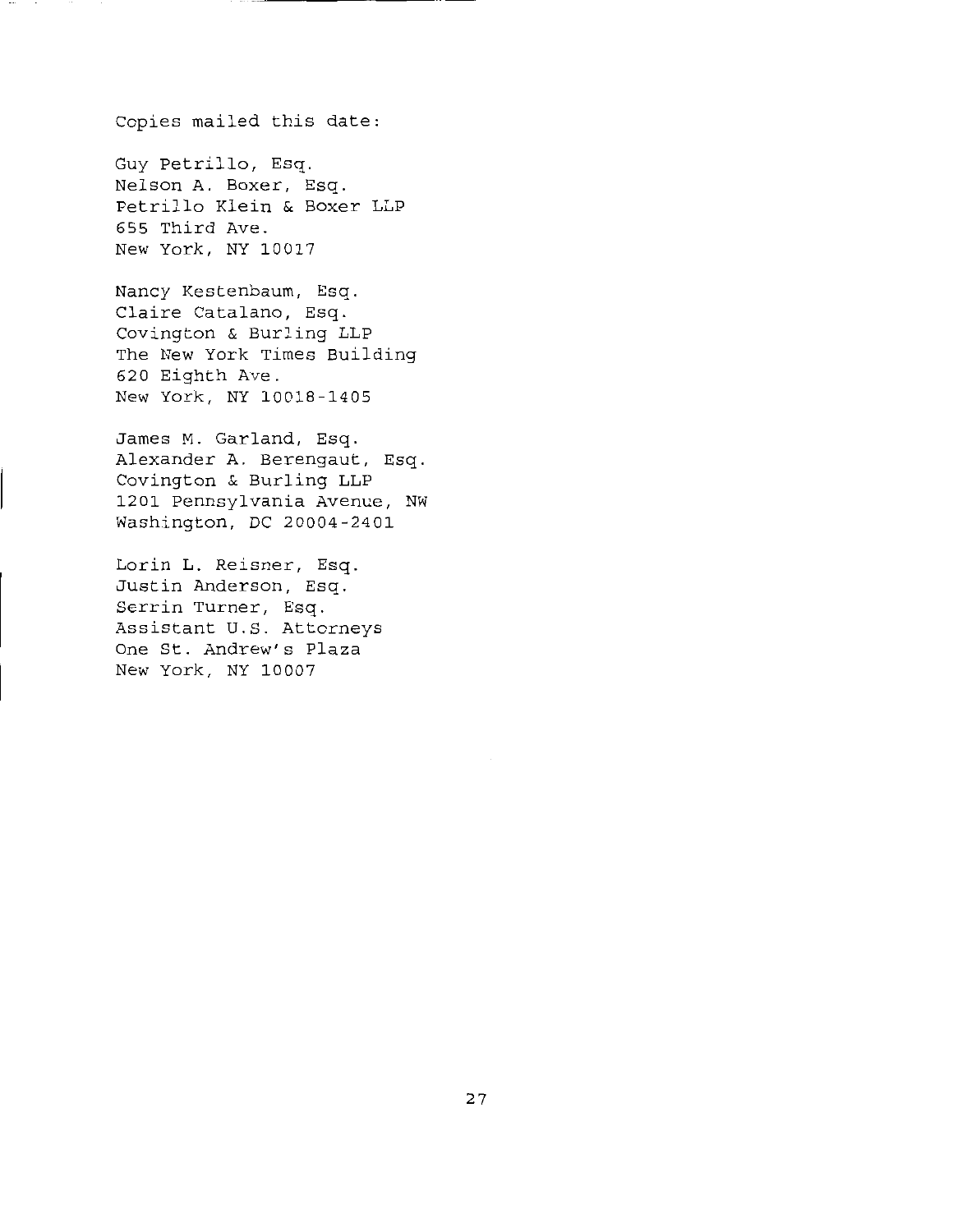Copies mailed this date:

Guy Petrillo, Esq.
Nelson A. Boxer, Esq.
Petrillo Klein & Boxer LLP
655 Third Ave.
New York, NY 10017

Nancy Kestenbaum, Esq.
Claire Catalano, Esq.
Covington & Burling LLP
The New York Times Building
620 Eighth Ave.
New York, NY 10018-1405

James M. Garland, Esq.
Alexander A. Berengaut, Esq.
Covington & Burling LLP
1201 Pennsylvania Avenue, NW
Washington, DC 20004-2401

Lorin L. Reisner, Esq.
Justin Anderson, Esq.
Serrin Turner, Esq.
Assistant U.S. Attorneys
One St. Andrew's Plaza
New York, NY 10007